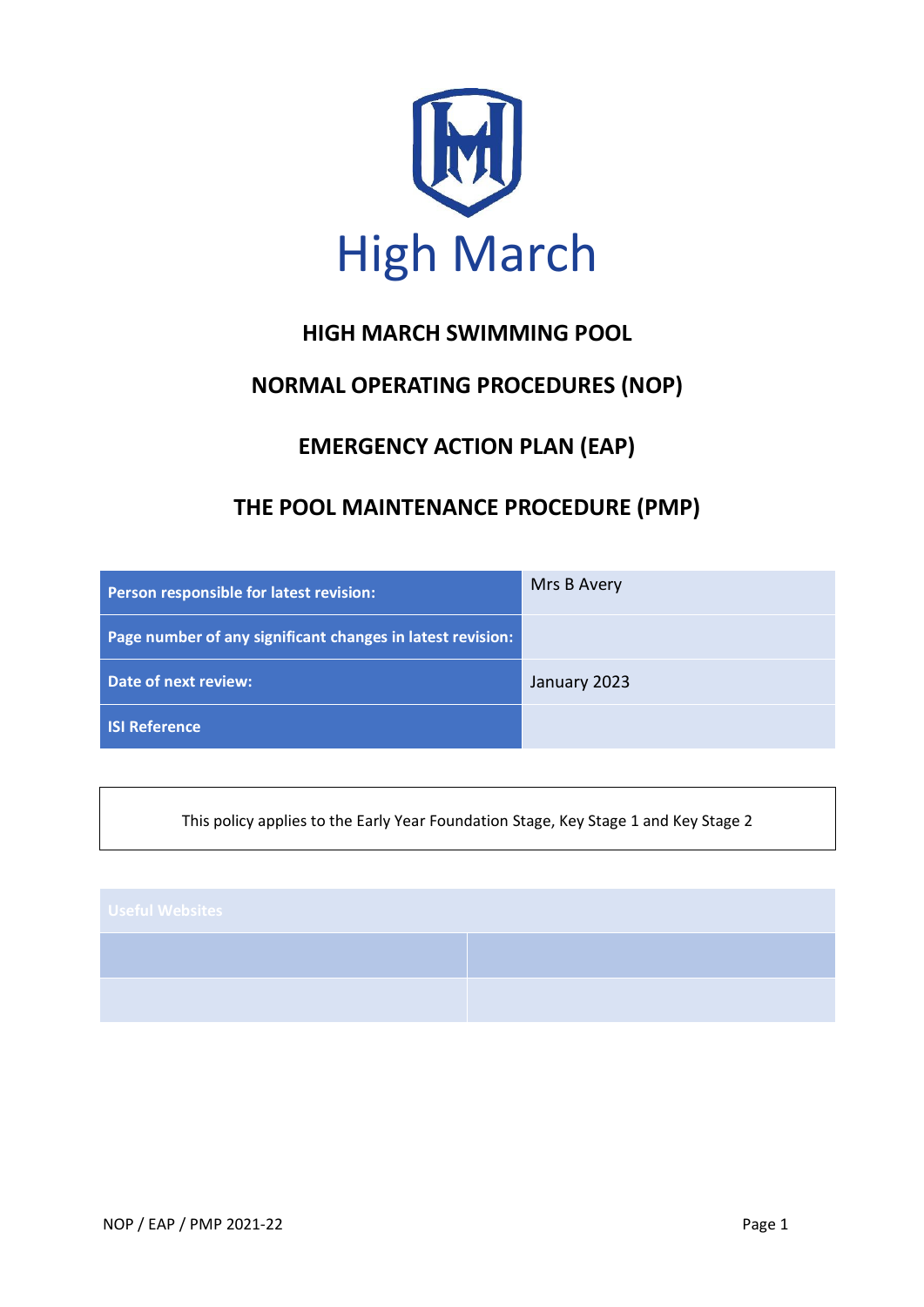High March

# HIGH MARCH SWIMMING POOL

# NORMAL OPERATING PROCEDURES (NOP)

# EMERGENCY ACTION PLAN (EAP)

# THE POOL MAINTENANCE PROCEDURE (PMP)

| | |
|---|---|
| **Person responsible for latest revision:** | Mrs B Avery |
| **Page number of any significant changes in latest revision:** | |
| **Date of next review:** | January 2023 |
| **ISI Reference** | |

This policy applies to the Early Year Foundation Stage, Key Stage 1 and Key Stage 2

| Useful Websites | |
|---|---|
| | |
| | |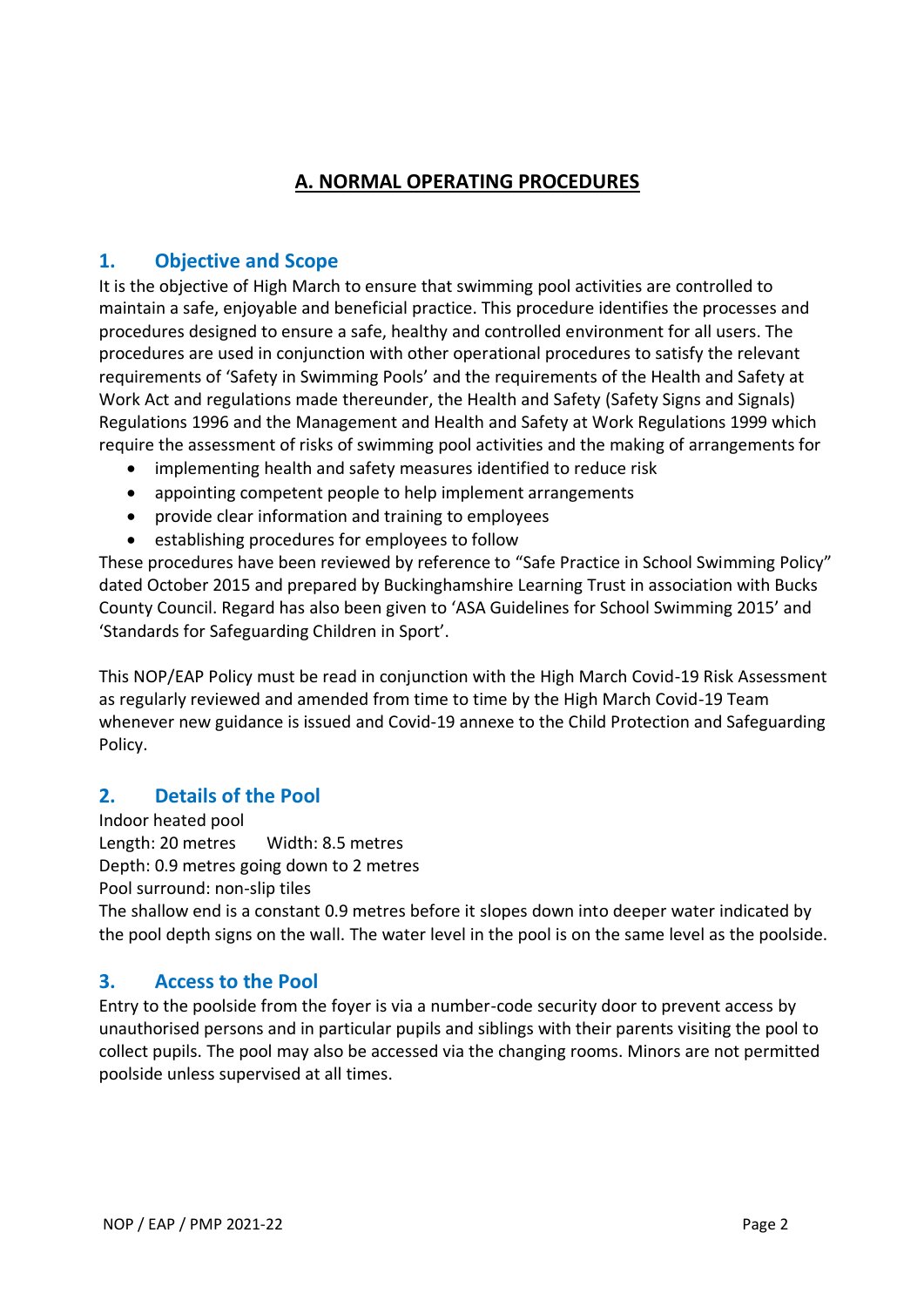# A. NORMAL OPERATING PROCEDURES

## 1. Objective and Scope

It is the objective of High March to ensure that swimming pool activities are controlled to maintain a safe, enjoyable and beneficial practice. This procedure identifies the processes and procedures designed to ensure a safe, healthy and controlled environment for all users. The procedures are used in conjunction with other operational procedures to satisfy the relevant requirements of 'Safety in Swimming Pools' and the requirements of the Health and Safety at Work Act and regulations made thereunder, the Health and Safety (Safety Signs and Signals) Regulations 1996 and the Management and Health and Safety at Work Regulations 1999 which require the assessment of risks of swimming pool activities and the making of arrangements for

- implementing health and safety measures identified to reduce risk
- appointing competent people to help implement arrangements
- provide clear information and training to employees
- establishing procedures for employees to follow

These procedures have been reviewed by reference to "Safe Practice in School Swimming Policy" dated October 2015 and prepared by Buckinghamshire Learning Trust in association with Bucks County Council. Regard has also been given to 'ASA Guidelines for School Swimming 2015' and 'Standards for Safeguarding Children in Sport'.

This NOP/EAP Policy must be read in conjunction with the High March Covid-19 Risk Assessment as regularly reviewed and amended from time to time by the High March Covid-19 Team whenever new guidance is issued and Covid-19 annexe to the Child Protection and Safeguarding Policy.

## 2. Details of the Pool

Indoor heated pool
Length: 20 metres   Width: 8.5 metres
Depth: 0.9 metres going down to 2 metres
Pool surround: non-slip tiles
The shallow end is a constant 0.9 metres before it slopes down into deeper water indicated by the pool depth signs on the wall. The water level in the pool is on the same level as the poolside.

## 3. Access to the Pool

Entry to the poolside from the foyer is via a number-code security door to prevent access by unauthorised persons and in particular pupils and siblings with their parents visiting the pool to collect pupils. The pool may also be accessed via the changing rooms. Minors are not permitted poolside unless supervised at all times.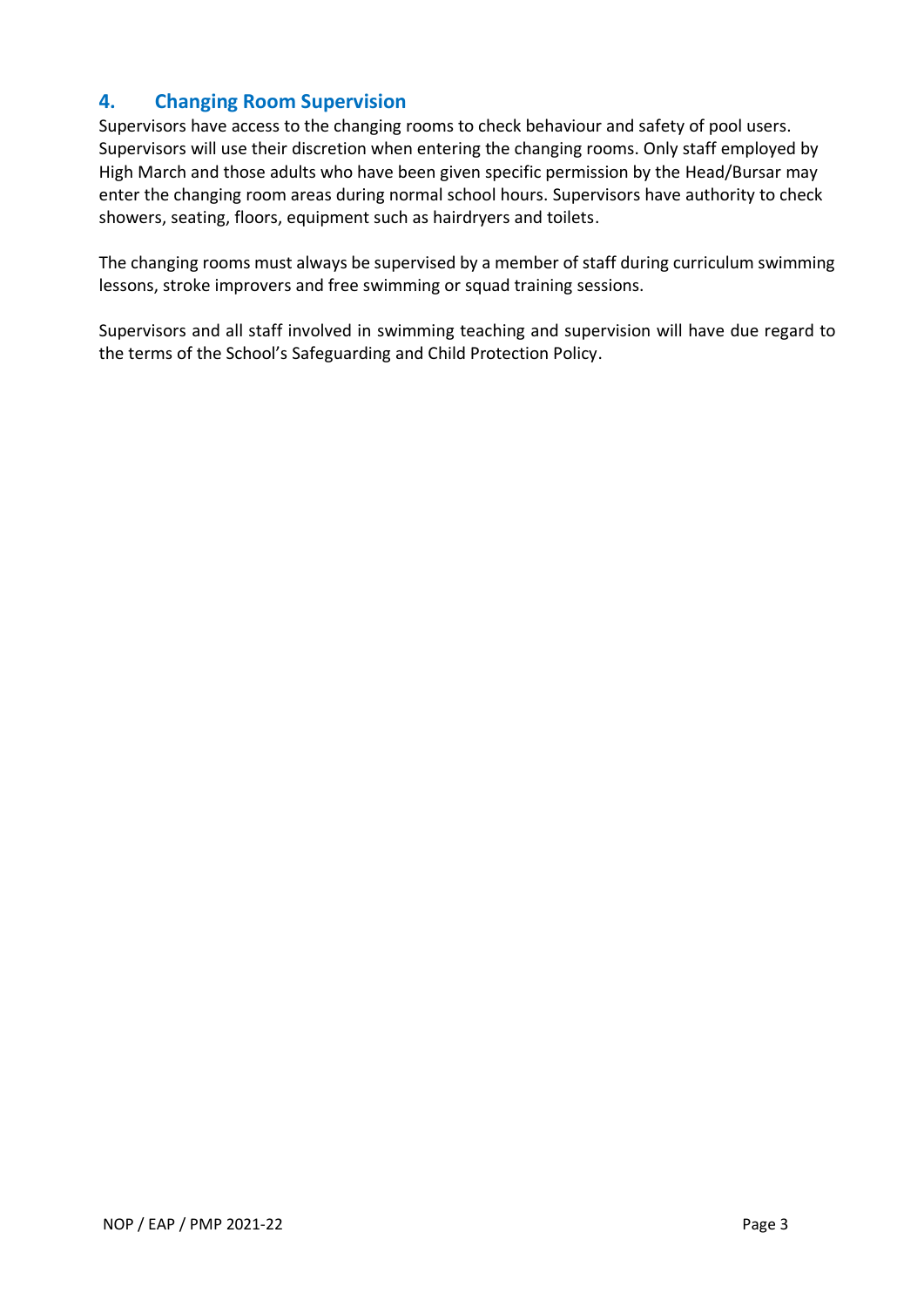## 4. Changing Room Supervision

Supervisors have access to the changing rooms to check behaviour and safety of pool users. Supervisors will use their discretion when entering the changing rooms. Only staff employed by High March and those adults who have been given specific permission by the Head/Bursar may enter the changing room areas during normal school hours. Supervisors have authority to check showers, seating, floors, equipment such as hairdryers and toilets.

The changing rooms must always be supervised by a member of staff during curriculum swimming lessons, stroke improvers and free swimming or squad training sessions.

Supervisors and all staff involved in swimming teaching and supervision will have due regard to the terms of the School's Safeguarding and Child Protection Policy.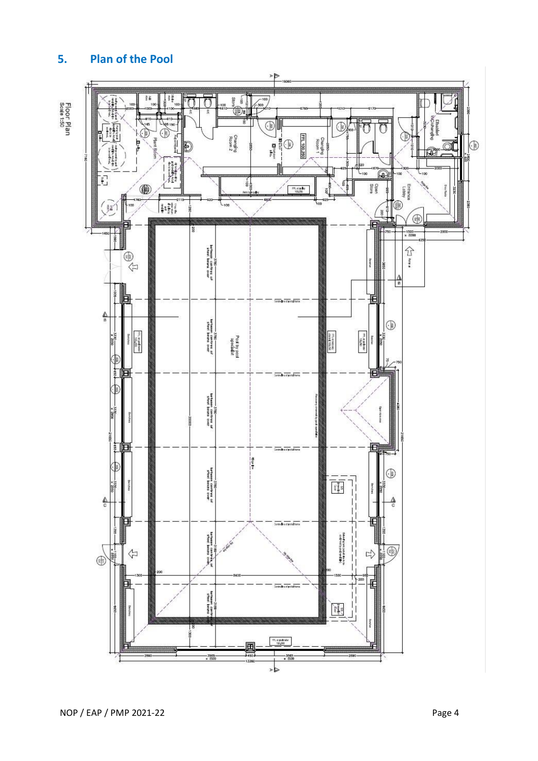## 5. Plan of the Pool

Floor Plan
Scale 1:50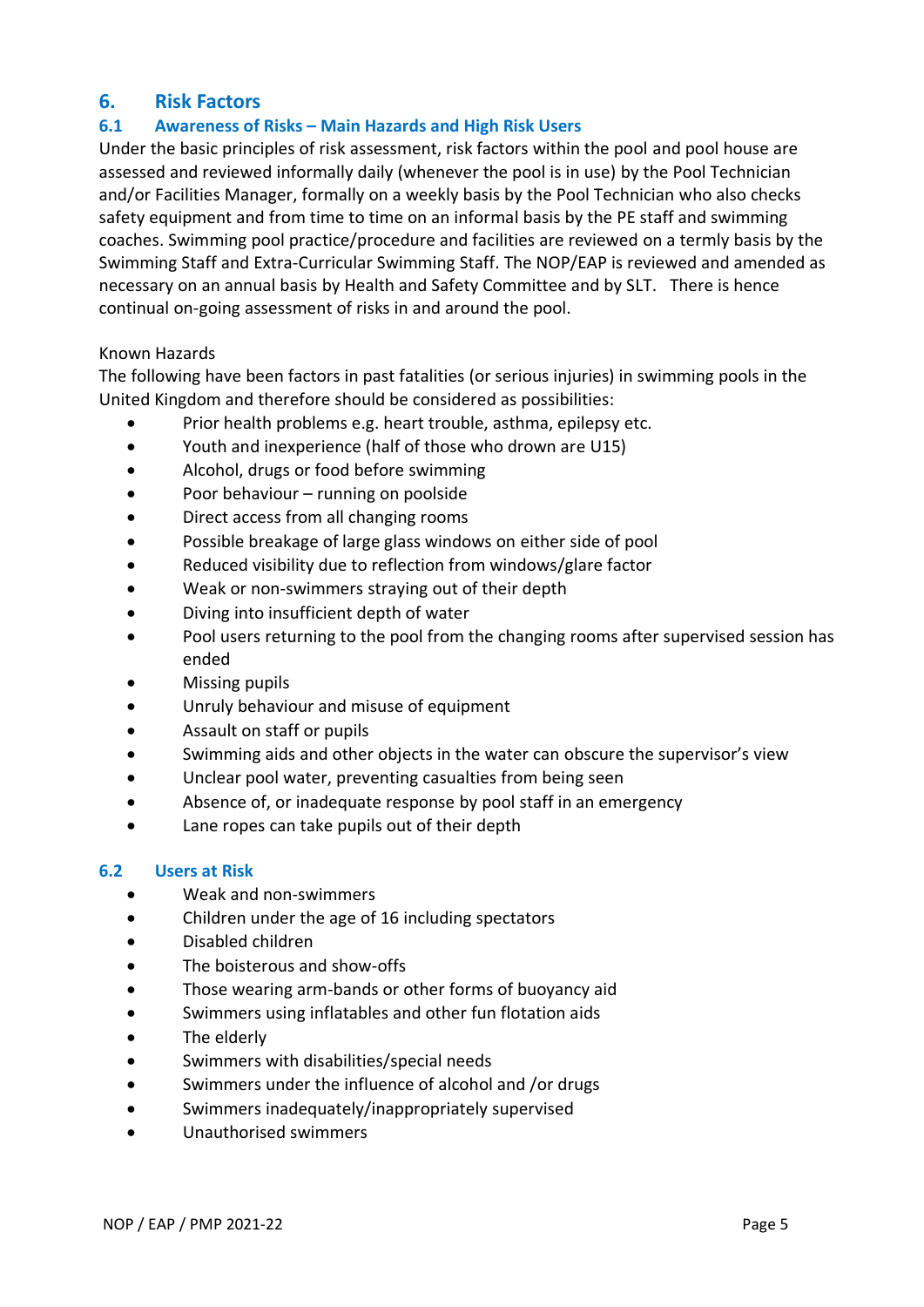## 6. Risk Factors

### 6.1 Awareness of Risks – Main Hazards and High Risk Users

Under the basic principles of risk assessment, risk factors within the pool and pool house are assessed and reviewed informally daily (whenever the pool is in use) by the Pool Technician and/or Facilities Manager, formally on a weekly basis by the Pool Technician who also checks safety equipment and from time to time on an informal basis by the PE staff and swimming coaches. Swimming pool practice/procedure and facilities are reviewed on a termly basis by the Swimming Staff and Extra-Curricular Swimming Staff. The NOP/EAP is reviewed and amended as necessary on an annual basis by Health and Safety Committee and by SLT. There is hence continual on-going assessment of risks in and around the pool.

Known Hazards

The following have been factors in past fatalities (or serious injuries) in swimming pools in the United Kingdom and therefore should be considered as possibilities:

- Prior health problems e.g. heart trouble, asthma, epilepsy etc.
- Youth and inexperience (half of those who drown are U15)
- Alcohol, drugs or food before swimming
- Poor behaviour – running on poolside
- Direct access from all changing rooms
- Possible breakage of large glass windows on either side of pool
- Reduced visibility due to reflection from windows/glare factor
- Weak or non-swimmers straying out of their depth
- Diving into insufficient depth of water
- Pool users returning to the pool from the changing rooms after supervised session has ended
- Missing pupils
- Unruly behaviour and misuse of equipment
- Assault on staff or pupils
- Swimming aids and other objects in the water can obscure the supervisor's view
- Unclear pool water, preventing casualties from being seen
- Absence of, or inadequate response by pool staff in an emergency
- Lane ropes can take pupils out of their depth

### 6.2 Users at Risk

- Weak and non-swimmers
- Children under the age of 16 including spectators
- Disabled children
- The boisterous and show-offs
- Those wearing arm-bands or other forms of buoyancy aid
- Swimmers using inflatables and other fun flotation aids
- The elderly
- Swimmers with disabilities/special needs
- Swimmers under the influence of alcohol and /or drugs
- Swimmers inadequately/inappropriately supervised
- Unauthorised swimmers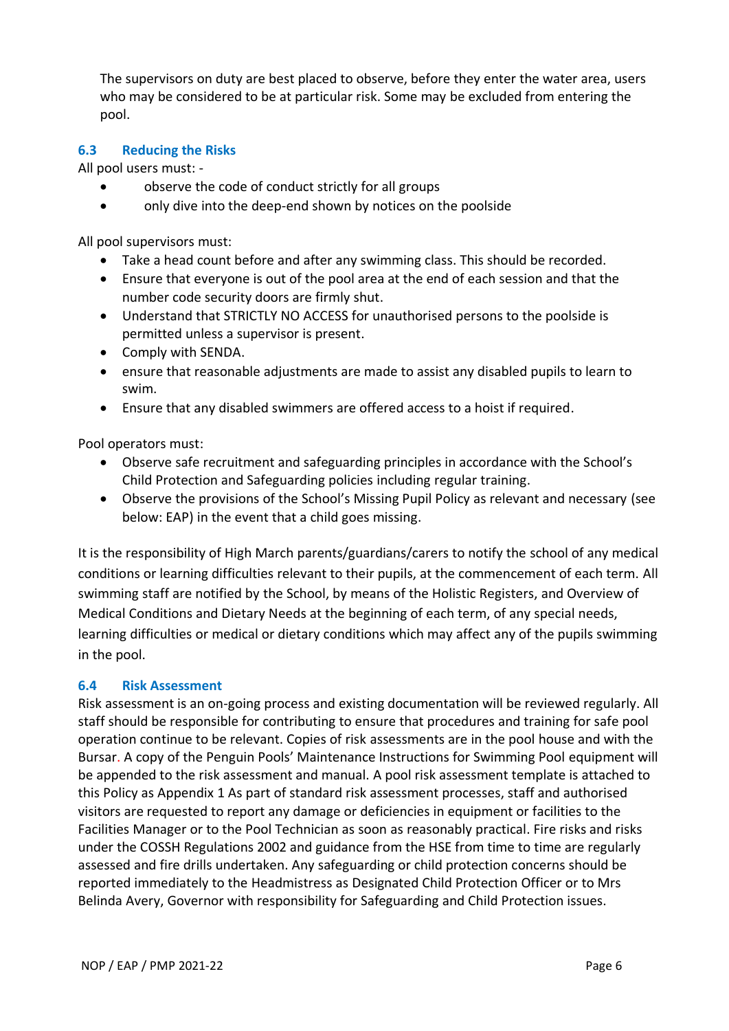The supervisors on duty are best placed to observe, before they enter the water area, users who may be considered to be at particular risk. Some may be excluded from entering the pool.

### 6.3 Reducing the Risks

All pool users must: -

- observe the code of conduct strictly for all groups
- only dive into the deep-end shown by notices on the poolside

All pool supervisors must:

- Take a head count before and after any swimming class. This should be recorded.
- Ensure that everyone is out of the pool area at the end of each session and that the number code security doors are firmly shut.
- Understand that STRICTLY NO ACCESS for unauthorised persons to the poolside is permitted unless a supervisor is present.
- Comply with SENDA.
- ensure that reasonable adjustments are made to assist any disabled pupils to learn to swim.
- Ensure that any disabled swimmers are offered access to a hoist if required.

Pool operators must:

- Observe safe recruitment and safeguarding principles in accordance with the School's Child Protection and Safeguarding policies including regular training.
- Observe the provisions of the School's Missing Pupil Policy as relevant and necessary (see below: EAP) in the event that a child goes missing.

It is the responsibility of High March parents/guardians/carers to notify the school of any medical conditions or learning difficulties relevant to their pupils, at the commencement of each term. All swimming staff are notified by the School, by means of the Holistic Registers, and Overview of Medical Conditions and Dietary Needs at the beginning of each term, of any special needs, learning difficulties or medical or dietary conditions which may affect any of the pupils swimming in the pool.

### 6.4 Risk Assessment

Risk assessment is an on-going process and existing documentation will be reviewed regularly. All staff should be responsible for contributing to ensure that procedures and training for safe pool operation continue to be relevant. Copies of risk assessments are in the pool house and with the Bursar. A copy of the Penguin Pools' Maintenance Instructions for Swimming Pool equipment will be appended to the risk assessment and manual. A pool risk assessment template is attached to this Policy as Appendix 1 As part of standard risk assessment processes, staff and authorised visitors are requested to report any damage or deficiencies in equipment or facilities to the Facilities Manager or to the Pool Technician as soon as reasonably practical. Fire risks and risks under the COSSH Regulations 2002 and guidance from the HSE from time to time are regularly assessed and fire drills undertaken. Any safeguarding or child protection concerns should be reported immediately to the Headmistress as Designated Child Protection Officer or to Mrs Belinda Avery, Governor with responsibility for Safeguarding and Child Protection issues.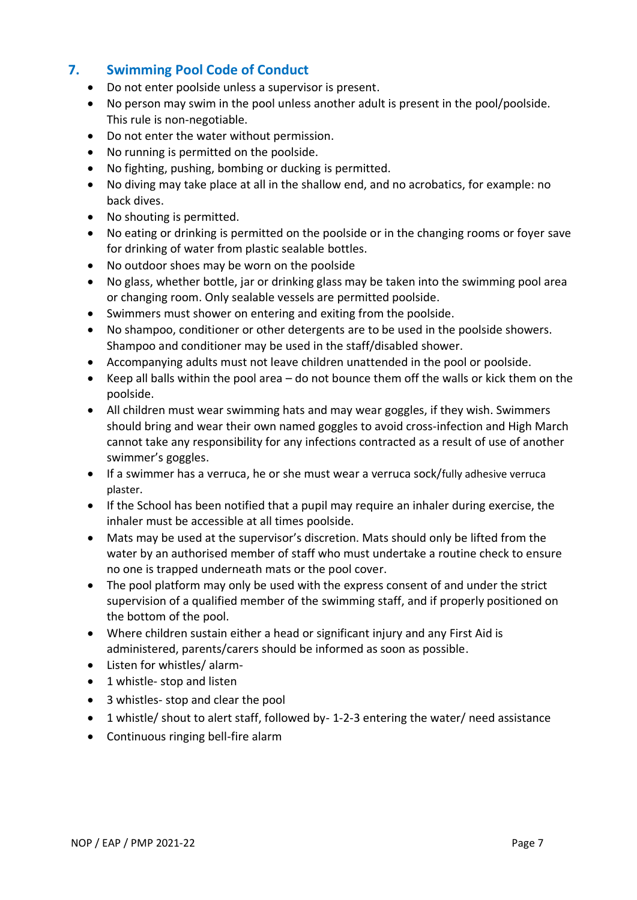## 7. Swimming Pool Code of Conduct

- Do not enter poolside unless a supervisor is present.
- No person may swim in the pool unless another adult is present in the pool/poolside. This rule is non-negotiable.
- Do not enter the water without permission.
- No running is permitted on the poolside.
- No fighting, pushing, bombing or ducking is permitted.
- No diving may take place at all in the shallow end, and no acrobatics, for example: no back dives.
- No shouting is permitted.
- No eating or drinking is permitted on the poolside or in the changing rooms or foyer save for drinking of water from plastic sealable bottles.
- No outdoor shoes may be worn on the poolside
- No glass, whether bottle, jar or drinking glass may be taken into the swimming pool area or changing room. Only sealable vessels are permitted poolside.
- Swimmers must shower on entering and exiting from the poolside.
- No shampoo, conditioner or other detergents are to be used in the poolside showers. Shampoo and conditioner may be used in the staff/disabled shower.
- Accompanying adults must not leave children unattended in the pool or poolside.
- Keep all balls within the pool area – do not bounce them off the walls or kick them on the poolside.
- All children must wear swimming hats and may wear goggles, if they wish. Swimmers should bring and wear their own named goggles to avoid cross-infection and High March cannot take any responsibility for any infections contracted as a result of use of another swimmer's goggles.
- If a swimmer has a verruca, he or she must wear a verruca sock/fully adhesive verruca plaster.
- If the School has been notified that a pupil may require an inhaler during exercise, the inhaler must be accessible at all times poolside.
- Mats may be used at the supervisor's discretion. Mats should only be lifted from the water by an authorised member of staff who must undertake a routine check to ensure no one is trapped underneath mats or the pool cover.
- The pool platform may only be used with the express consent of and under the strict supervision of a qualified member of the swimming staff, and if properly positioned on the bottom of the pool.
- Where children sustain either a head or significant injury and any First Aid is administered, parents/carers should be informed as soon as possible.
- Listen for whistles/ alarm-
- 1 whistle- stop and listen
- 3 whistles- stop and clear the pool
- 1 whistle/ shout to alert staff, followed by- 1-2-3 entering the water/ need assistance
- Continuous ringing bell-fire alarm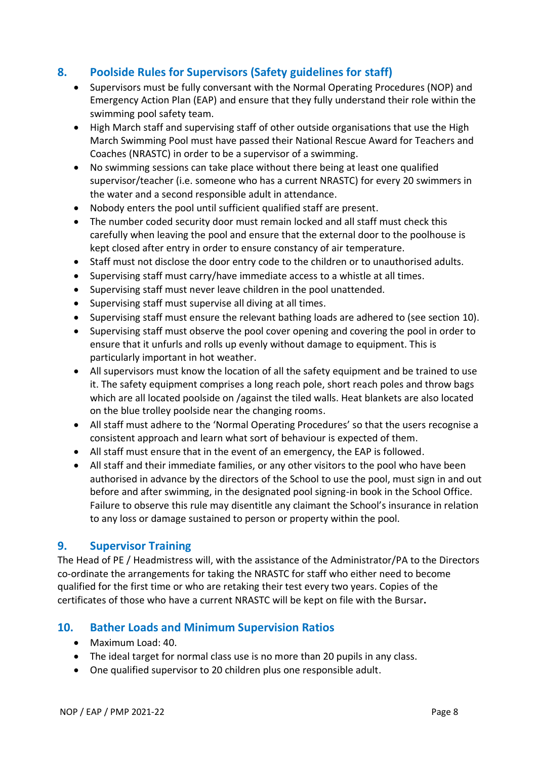## 8. Poolside Rules for Supervisors (Safety guidelines for staff)

- Supervisors must be fully conversant with the Normal Operating Procedures (NOP) and Emergency Action Plan (EAP) and ensure that they fully understand their role within the swimming pool safety team.
- High March staff and supervising staff of other outside organisations that use the High March Swimming Pool must have passed their National Rescue Award for Teachers and Coaches (NRASTC) in order to be a supervisor of a swimming.
- No swimming sessions can take place without there being at least one qualified supervisor/teacher (i.e. someone who has a current NRASTC) for every 20 swimmers in the water and a second responsible adult in attendance.
- Nobody enters the pool until sufficient qualified staff are present.
- The number coded security door must remain locked and all staff must check this carefully when leaving the pool and ensure that the external door to the poolhouse is kept closed after entry in order to ensure constancy of air temperature.
- Staff must not disclose the door entry code to the children or to unauthorised adults.
- Supervising staff must carry/have immediate access to a whistle at all times.
- Supervising staff must never leave children in the pool unattended.
- Supervising staff must supervise all diving at all times.
- Supervising staff must ensure the relevant bathing loads are adhered to (see section 10).
- Supervising staff must observe the pool cover opening and covering the pool in order to ensure that it unfurls and rolls up evenly without damage to equipment. This is particularly important in hot weather.
- All supervisors must know the location of all the safety equipment and be trained to use it. The safety equipment comprises a long reach pole, short reach poles and throw bags which are all located poolside on /against the tiled walls. Heat blankets are also located on the blue trolley poolside near the changing rooms.
- All staff must adhere to the 'Normal Operating Procedures' so that the users recognise a consistent approach and learn what sort of behaviour is expected of them.
- All staff must ensure that in the event of an emergency, the EAP is followed.
- All staff and their immediate families, or any other visitors to the pool who have been authorised in advance by the directors of the School to use the pool, must sign in and out before and after swimming, in the designated pool signing-in book in the School Office. Failure to observe this rule may disentitle any claimant the School's insurance in relation to any loss or damage sustained to person or property within the pool.

## 9. Supervisor Training

The Head of PE / Headmistress will, with the assistance of the Administrator/PA to the Directors co-ordinate the arrangements for taking the NRASTC for staff who either need to become qualified for the first time or who are retaking their test every two years. Copies of the certificates of those who have a current NRASTC will be kept on file with the Bursar**.**

## 10. Bather Loads and Minimum Supervision Ratios

- Maximum Load: 40.
- The ideal target for normal class use is no more than 20 pupils in any class.
- One qualified supervisor to 20 children plus one responsible adult.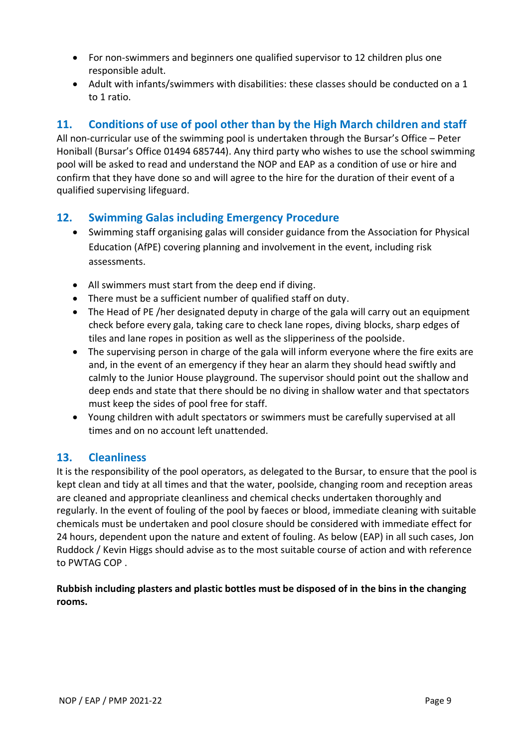- For non-swimmers and beginners one qualified supervisor to 12 children plus one responsible adult.
- Adult with infants/swimmers with disabilities: these classes should be conducted on a 1 to 1 ratio.

## 11. Conditions of use of pool other than by the High March children and staff

All non-curricular use of the swimming pool is undertaken through the Bursar's Office – Peter Honiball (Bursar's Office 01494 685744). Any third party who wishes to use the school swimming pool will be asked to read and understand the NOP and EAP as a condition of use or hire and confirm that they have done so and will agree to the hire for the duration of their event of a qualified supervising lifeguard.

## 12. Swimming Galas including Emergency Procedure

- Swimming staff organising galas will consider guidance from the Association for Physical Education (AfPE) covering planning and involvement in the event, including risk assessments.
- All swimmers must start from the deep end if diving.
- There must be a sufficient number of qualified staff on duty.
- The Head of PE /her designated deputy in charge of the gala will carry out an equipment check before every gala, taking care to check lane ropes, diving blocks, sharp edges of tiles and lane ropes in position as well as the slipperiness of the poolside.
- The supervising person in charge of the gala will inform everyone where the fire exits are and, in the event of an emergency if they hear an alarm they should head swiftly and calmly to the Junior House playground. The supervisor should point out the shallow and deep ends and state that there should be no diving in shallow water and that spectators must keep the sides of pool free for staff.
- Young children with adult spectators or swimmers must be carefully supervised at all times and on no account left unattended.

## 13. Cleanliness

It is the responsibility of the pool operators, as delegated to the Bursar, to ensure that the pool is kept clean and tidy at all times and that the water, poolside, changing room and reception areas are cleaned and appropriate cleanliness and chemical checks undertaken thoroughly and regularly. In the event of fouling of the pool by faeces or blood, immediate cleaning with suitable chemicals must be undertaken and pool closure should be considered with immediate effect for 24 hours, dependent upon the nature and extent of fouling. As below (EAP) in all such cases, Jon Ruddock / Kevin Higgs should advise as to the most suitable course of action and with reference to PWTAG COP .

**Rubbish including plasters and plastic bottles must be disposed of in the bins in the changing rooms.**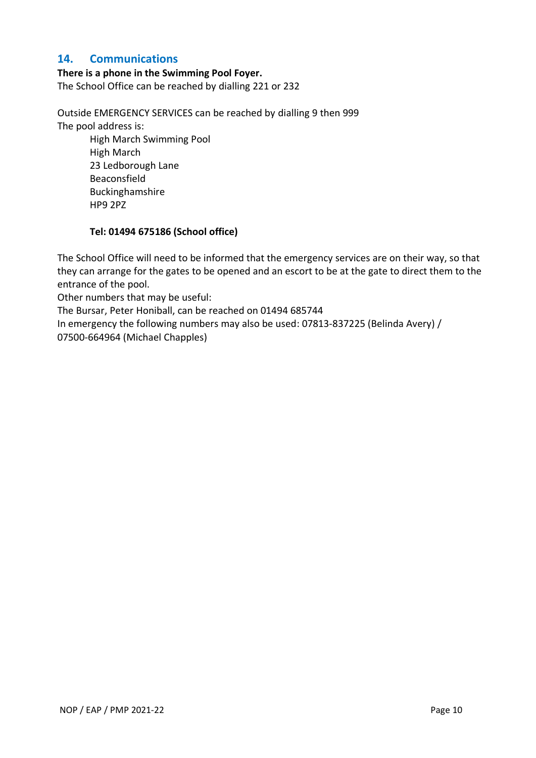## 14. Communications

**There is a phone in the Swimming Pool Foyer.**
The School Office can be reached by dialling 221 or 232

Outside EMERGENCY SERVICES can be reached by dialling 9 then 999
The pool address is:

High March Swimming Pool
High March
23 Ledborough Lane
Beaconsfield
Buckinghamshire
HP9 2PZ

**Tel: 01494 675186 (School office)**

The School Office will need to be informed that the emergency services are on their way, so that they can arrange for the gates to be opened and an escort to be at the gate to direct them to the entrance of the pool.
Other numbers that may be useful:
The Bursar, Peter Honiball, can be reached on 01494 685744
In emergency the following numbers may also be used: 07813-837225 (Belinda Avery) / 07500-664964 (Michael Chapples)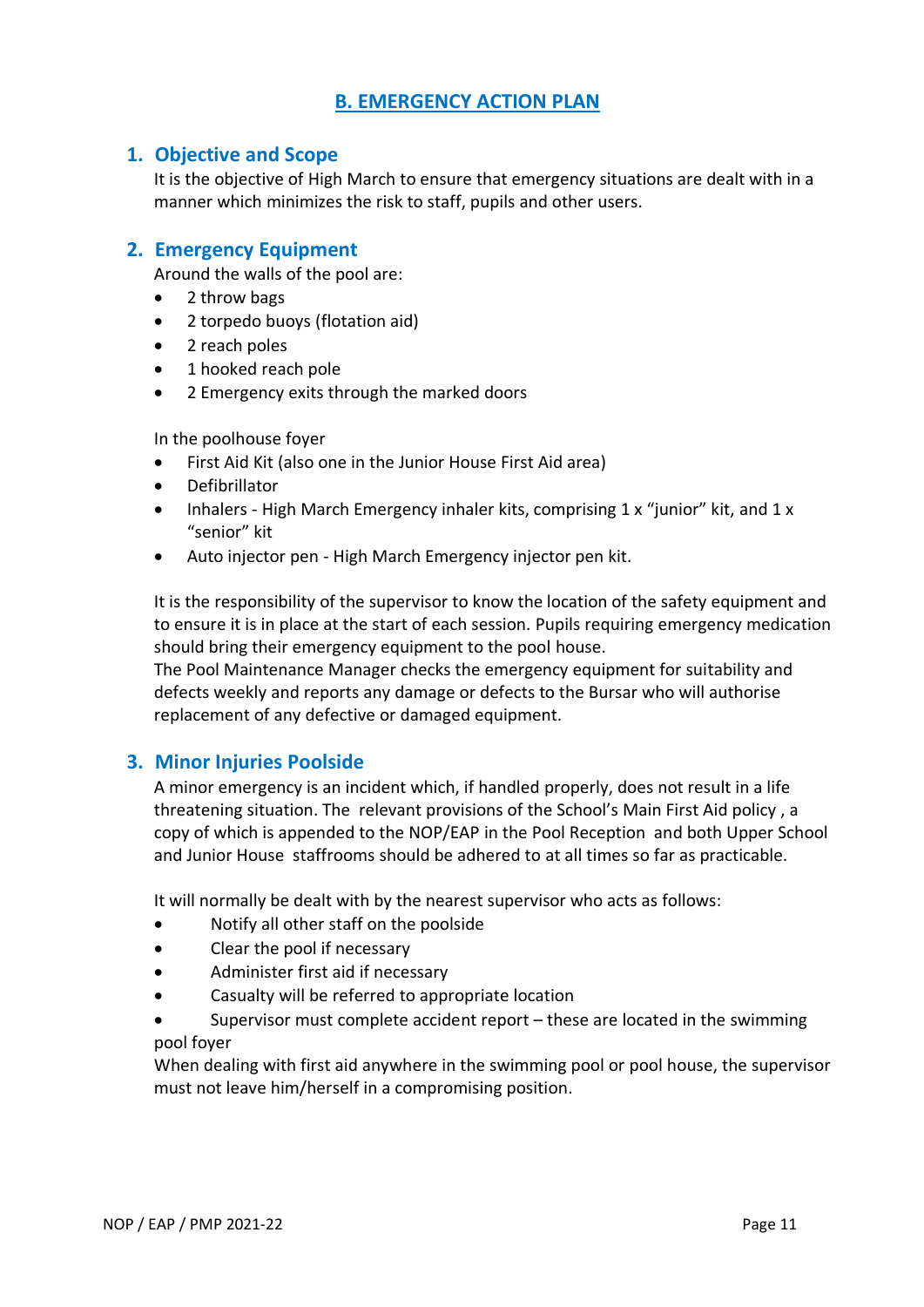## B. EMERGENCY ACTION PLAN

### 1. Objective and Scope

It is the objective of High March to ensure that emergency situations are dealt with in a manner which minimizes the risk to staff, pupils and other users.

### 2. Emergency Equipment

Around the walls of the pool are:

- 2 throw bags
- 2 torpedo buoys (flotation aid)
- 2 reach poles
- 1 hooked reach pole
- 2 Emergency exits through the marked doors

In the poolhouse foyer

- First Aid Kit (also one in the Junior House First Aid area)
- Defibrillator
- Inhalers - High March Emergency inhaler kits, comprising 1 x "junior" kit, and 1 x "senior" kit
- Auto injector pen - High March Emergency injector pen kit.

It is the responsibility of the supervisor to know the location of the safety equipment and to ensure it is in place at the start of each session. Pupils requiring emergency medication should bring their emergency equipment to the pool house.

The Pool Maintenance Manager checks the emergency equipment for suitability and defects weekly and reports any damage or defects to the Bursar who will authorise replacement of any defective or damaged equipment.

### 3. Minor Injuries Poolside

A minor emergency is an incident which, if handled properly, does not result in a life threatening situation. The relevant provisions of the School's Main First Aid policy , a copy of which is appended to the NOP/EAP in the Pool Reception and both Upper School and Junior House staffrooms should be adhered to at all times so far as practicable.

It will normally be dealt with by the nearest supervisor who acts as follows:

- Notify all other staff on the poolside
- Clear the pool if necessary
- Administer first aid if necessary
- Casualty will be referred to appropriate location
- Supervisor must complete accident report – these are located in the swimming pool foyer

When dealing with first aid anywhere in the swimming pool or pool house, the supervisor must not leave him/herself in a compromising position.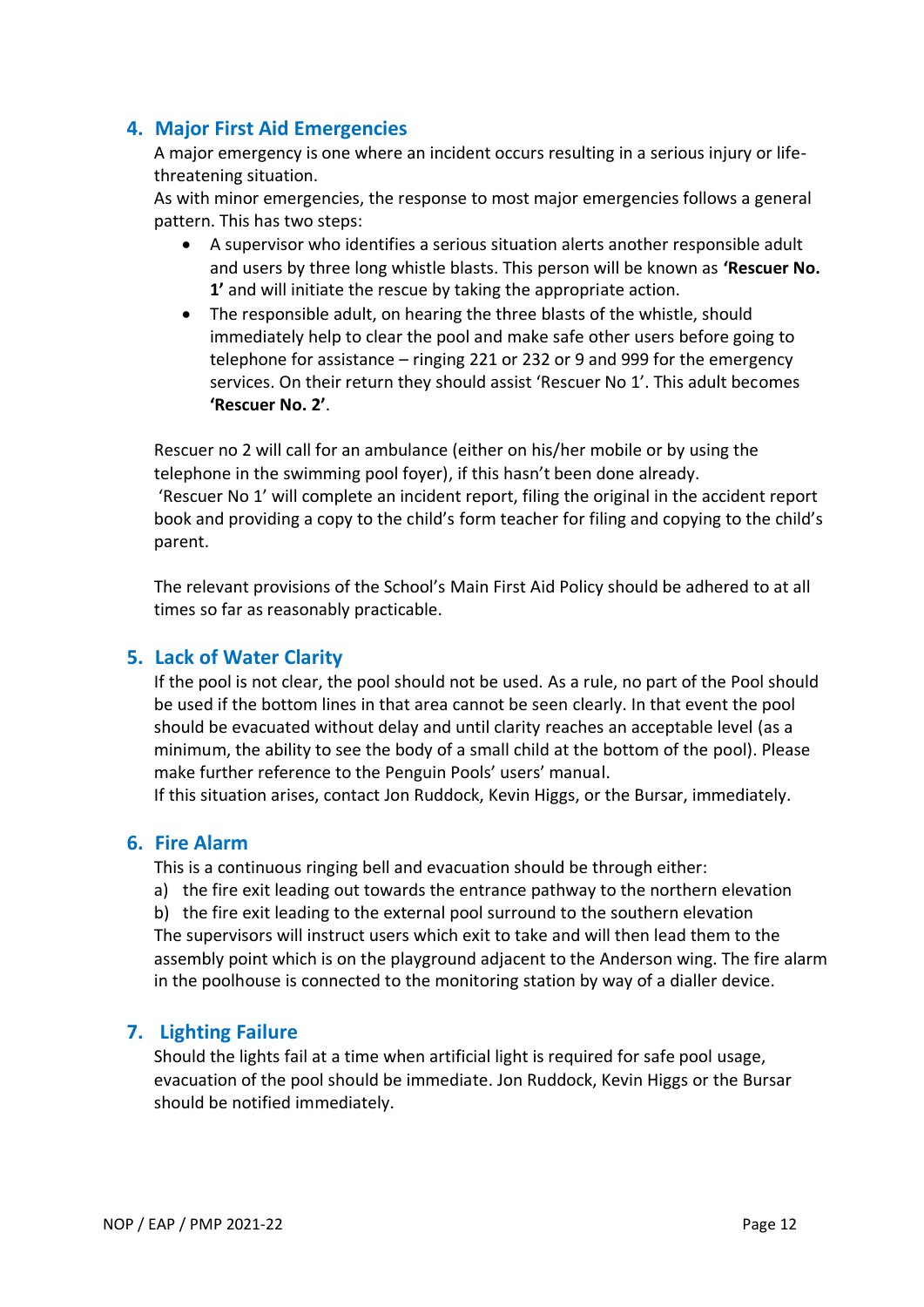## 4. Major First Aid Emergencies

A major emergency is one where an incident occurs resulting in a serious injury or life-threatening situation.

As with minor emergencies, the response to most major emergencies follows a general pattern. This has two steps:

- A supervisor who identifies a serious situation alerts another responsible adult and users by three long whistle blasts. This person will be known as **'Rescuer No. 1'** and will initiate the rescue by taking the appropriate action.
- The responsible adult, on hearing the three blasts of the whistle, should immediately help to clear the pool and make safe other users before going to telephone for assistance – ringing 221 or 232 or 9 and 999 for the emergency services. On their return they should assist 'Rescuer No 1'. This adult becomes **'Rescuer No. 2'**.

Rescuer no 2 will call for an ambulance (either on his/her mobile or by using the telephone in the swimming pool foyer), if this hasn't been done already.
'Rescuer No 1' will complete an incident report, filing the original in the accident report book and providing a copy to the child's form teacher for filing and copying to the child's parent.

The relevant provisions of the School's Main First Aid Policy should be adhered to at all times so far as reasonably practicable.

## 5. Lack of Water Clarity

If the pool is not clear, the pool should not be used. As a rule, no part of the Pool should be used if the bottom lines in that area cannot be seen clearly. In that event the pool should be evacuated without delay and until clarity reaches an acceptable level (as a minimum, the ability to see the body of a small child at the bottom of the pool). Please make further reference to the Penguin Pools' users' manual.
If this situation arises, contact Jon Ruddock, Kevin Higgs, or the Bursar, immediately.

## 6. Fire Alarm

This is a continuous ringing bell and evacuation should be through either:

a) the fire exit leading out towards the entrance pathway to the northern elevation
b) the fire exit leading to the external pool surround to the southern elevation

The supervisors will instruct users which exit to take and will then lead them to the assembly point which is on the playground adjacent to the Anderson wing. The fire alarm in the poolhouse is connected to the monitoring station by way of a dialler device.

## 7. Lighting Failure

Should the lights fail at a time when artificial light is required for safe pool usage, evacuation of the pool should be immediate. Jon Ruddock, Kevin Higgs or the Bursar should be notified immediately.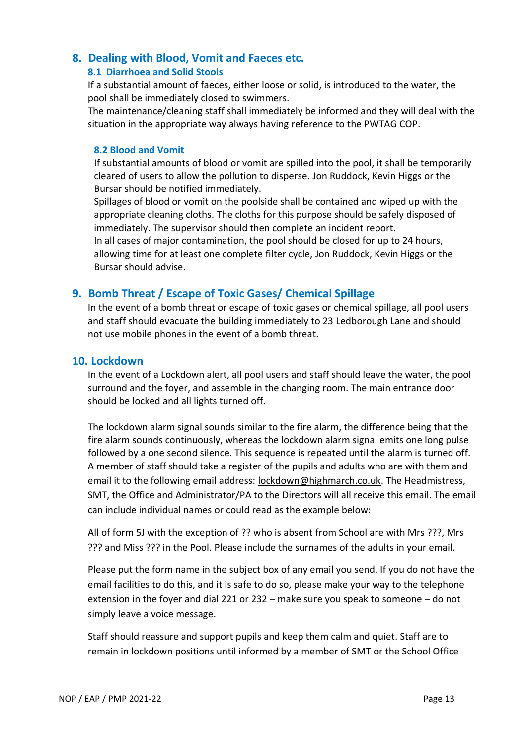## 8. Dealing with Blood, Vomit and Faeces etc.

### 8.1 Diarrhoea and Solid Stools

If a substantial amount of faeces, either loose or solid, is introduced to the water, the pool shall be immediately closed to swimmers.

The maintenance/cleaning staff shall immediately be informed and they will deal with the situation in the appropriate way always having reference to the PWTAG COP.

### 8.2 Blood and Vomit

If substantial amounts of blood or vomit are spilled into the pool, it shall be temporarily cleared of users to allow the pollution to disperse. Jon Ruddock, Kevin Higgs or the Bursar should be notified immediately.

Spillages of blood or vomit on the poolside shall be contained and wiped up with the appropriate cleaning cloths. The cloths for this purpose should be safely disposed of immediately. The supervisor should then complete an incident report.

In all cases of major contamination, the pool should be closed for up to 24 hours, allowing time for at least one complete filter cycle, Jon Ruddock, Kevin Higgs or the Bursar should advise.

## 9. Bomb Threat / Escape of Toxic Gases/ Chemical Spillage

In the event of a bomb threat or escape of toxic gases or chemical spillage, all pool users and staff should evacuate the building immediately to 23 Ledborough Lane and should not use mobile phones in the event of a bomb threat.

## 10. Lockdown

In the event of a Lockdown alert, all pool users and staff should leave the water, the pool surround and the foyer, and assemble in the changing room. The main entrance door should be locked and all lights turned off.

The lockdown alarm signal sounds similar to the fire alarm, the difference being that the fire alarm sounds continuously, whereas the lockdown alarm signal emits one long pulse followed by a one second silence. This sequence is repeated until the alarm is turned off. A member of staff should take a register of the pupils and adults who are with them and email it to the following email address: lockdown@highmarch.co.uk. The Headmistress, SMT, the Office and Administrator/PA to the Directors will all receive this email. The email can include individual names or could read as the example below:

All of form 5J with the exception of ?? who is absent from School are with Mrs ???, Mrs ??? and Miss ??? in the Pool. Please include the surnames of the adults in your email.

Please put the form name in the subject box of any email you send. If you do not have the email facilities to do this, and it is safe to do so, please make your way to the telephone extension in the foyer and dial 221 or 232 – make sure you speak to someone – do not simply leave a voice message.

Staff should reassure and support pupils and keep them calm and quiet. Staff are to remain in lockdown positions until informed by a member of SMT or the School Office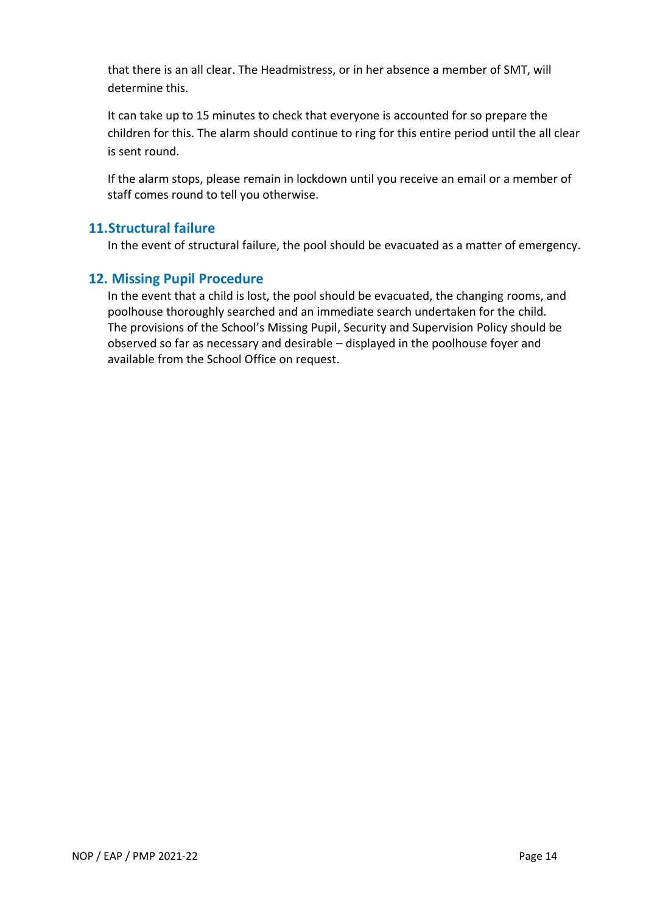that there is an all clear. The Headmistress, or in her absence a member of SMT, will determine this.

It can take up to 15 minutes to check that everyone is accounted for so prepare the children for this. The alarm should continue to ring for this entire period until the all clear is sent round.

If the alarm stops, please remain in lockdown until you receive an email or a member of staff comes round to tell you otherwise.

## 11. Structural failure

In the event of structural failure, the pool should be evacuated as a matter of emergency.

## 12. Missing Pupil Procedure

In the event that a child is lost, the pool should be evacuated, the changing rooms, and poolhouse thoroughly searched and an immediate search undertaken for the child. The provisions of the School's Missing Pupil, Security and Supervision Policy should be observed so far as necessary and desirable – displayed in the poolhouse foyer and available from the School Office on request.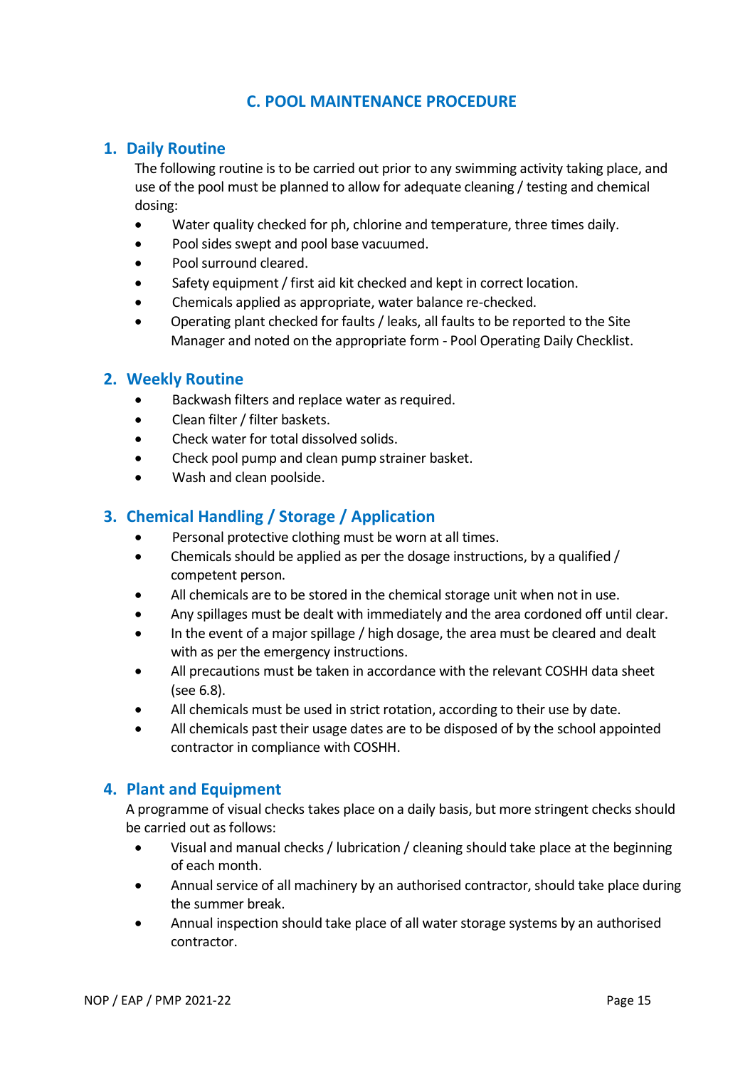# C. POOL MAINTENANCE PROCEDURE

## 1. Daily Routine

The following routine is to be carried out prior to any swimming activity taking place, and use of the pool must be planned to allow for adequate cleaning / testing and chemical dosing:

- Water quality checked for ph, chlorine and temperature, three times daily.
- Pool sides swept and pool base vacuumed.
- Pool surround cleared.
- Safety equipment / first aid kit checked and kept in correct location.
- Chemicals applied as appropriate, water balance re-checked.
- Operating plant checked for faults / leaks, all faults to be reported to the Site Manager and noted on the appropriate form - Pool Operating Daily Checklist.

## 2. Weekly Routine

- Backwash filters and replace water as required.
- Clean filter / filter baskets.
- Check water for total dissolved solids.
- Check pool pump and clean pump strainer basket.
- Wash and clean poolside.

## 3. Chemical Handling / Storage / Application

- Personal protective clothing must be worn at all times.
- Chemicals should be applied as per the dosage instructions, by a qualified / competent person.
- All chemicals are to be stored in the chemical storage unit when not in use.
- Any spillages must be dealt with immediately and the area cordoned off until clear.
- In the event of a major spillage / high dosage, the area must be cleared and dealt with as per the emergency instructions.
- All precautions must be taken in accordance with the relevant COSHH data sheet (see 6.8).
- All chemicals must be used in strict rotation, according to their use by date.
- All chemicals past their usage dates are to be disposed of by the school appointed contractor in compliance with COSHH.

## 4. Plant and Equipment

A programme of visual checks takes place on a daily basis, but more stringent checks should be carried out as follows:

- Visual and manual checks / lubrication / cleaning should take place at the beginning of each month.
- Annual service of all machinery by an authorised contractor, should take place during the summer break.
- Annual inspection should take place of all water storage systems by an authorised contractor.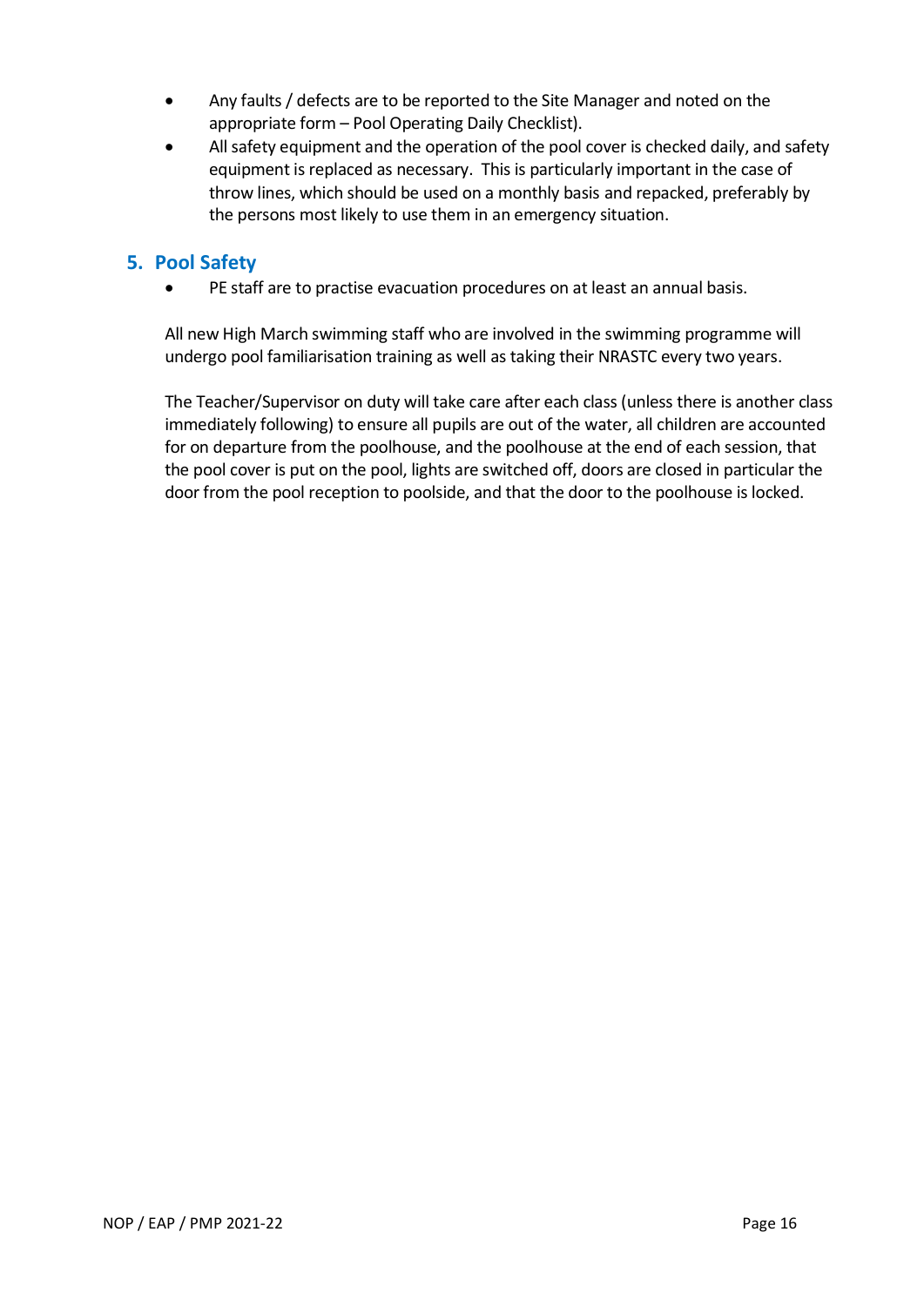- Any faults / defects are to be reported to the Site Manager and noted on the appropriate form – Pool Operating Daily Checklist).
- All safety equipment and the operation of the pool cover is checked daily, and safety equipment is replaced as necessary. This is particularly important in the case of throw lines, which should be used on a monthly basis and repacked, preferably by the persons most likely to use them in an emergency situation.

## 5. Pool Safety

- PE staff are to practise evacuation procedures on at least an annual basis.

All new High March swimming staff who are involved in the swimming programme will undergo pool familiarisation training as well as taking their NRASTC every two years.

The Teacher/Supervisor on duty will take care after each class (unless there is another class immediately following) to ensure all pupils are out of the water, all children are accounted for on departure from the poolhouse, and the poolhouse at the end of each session, that the pool cover is put on the pool, lights are switched off, doors are closed in particular the door from the pool reception to poolside, and that the door to the poolhouse is locked.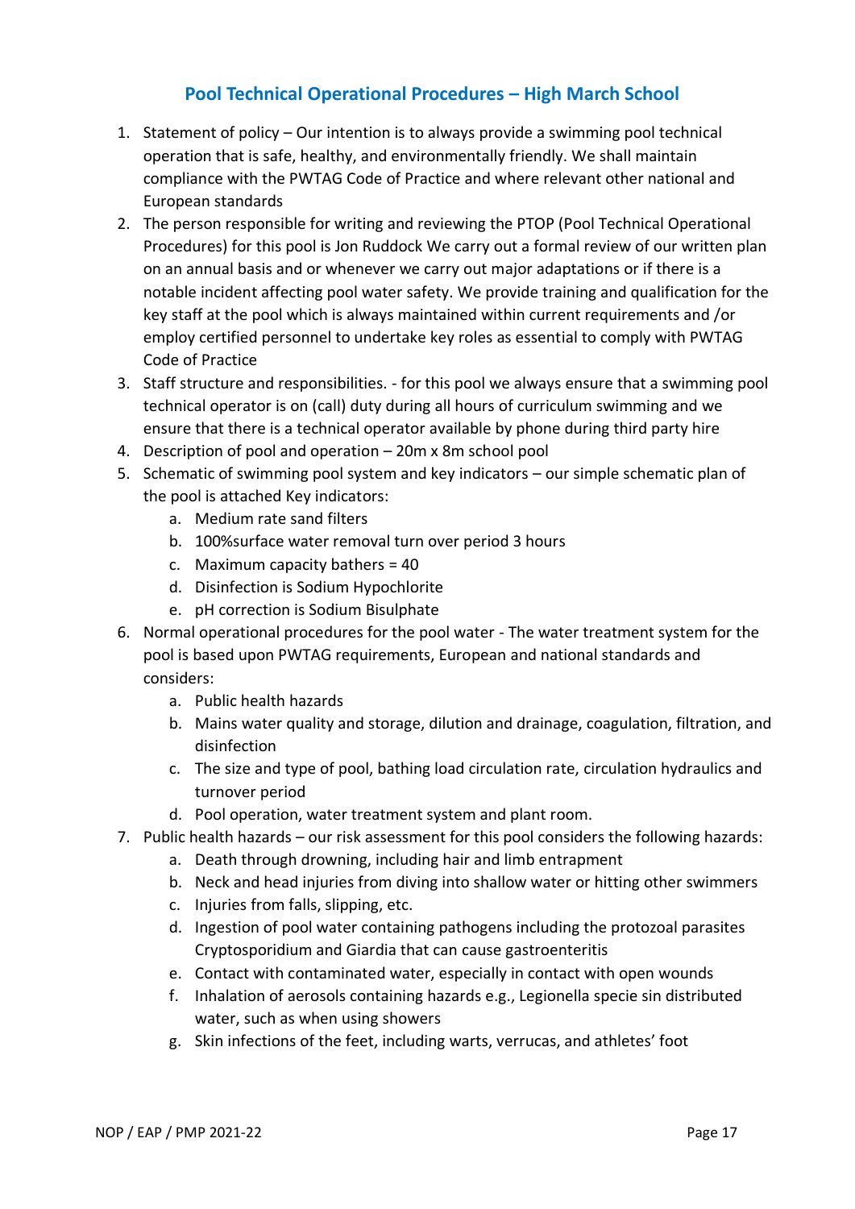## Pool Technical Operational Procedures – High March School

1. Statement of policy – Our intention is to always provide a swimming pool technical operation that is safe, healthy, and environmentally friendly. We shall maintain compliance with the PWTAG Code of Practice and where relevant other national and European standards
2. The person responsible for writing and reviewing the PTOP (Pool Technical Operational Procedures) for this pool is Jon Ruddock We carry out a formal review of our written plan on an annual basis and or whenever we carry out major adaptations or if there is a notable incident affecting pool water safety. We provide training and qualification for the key staff at the pool which is always maintained within current requirements and /or employ certified personnel to undertake key roles as essential to comply with PWTAG Code of Practice
3. Staff structure and responsibilities. - for this pool we always ensure that a swimming pool technical operator is on (call) duty during all hours of curriculum swimming and we ensure that there is a technical operator available by phone during third party hire
4. Description of pool and operation – 20m x 8m school pool
5. Schematic of swimming pool system and key indicators – our simple schematic plan of the pool is attached Key indicators:
   a. Medium rate sand filters
   b. 100%surface water removal turn over period 3 hours
   c. Maximum capacity bathers = 40
   d. Disinfection is Sodium Hypochlorite
   e. pH correction is Sodium Bisulphate
6. Normal operational procedures for the pool water - The water treatment system for the pool is based upon PWTAG requirements, European and national standards and considers:
   a. Public health hazards
   b. Mains water quality and storage, dilution and drainage, coagulation, filtration, and disinfection
   c. The size and type of pool, bathing load circulation rate, circulation hydraulics and turnover period
   d. Pool operation, water treatment system and plant room.
7. Public health hazards – our risk assessment for this pool considers the following hazards:
   a. Death through drowning, including hair and limb entrapment
   b. Neck and head injuries from diving into shallow water or hitting other swimmers
   c. Injuries from falls, slipping, etc.
   d. Ingestion of pool water containing pathogens including the protozoal parasites Cryptosporidium and Giardia that can cause gastroenteritis
   e. Contact with contaminated water, especially in contact with open wounds
   f. Inhalation of aerosols containing hazards e.g., Legionella specie sin distributed water, such as when using showers
   g. Skin infections of the feet, including warts, verrucas, and athletes' foot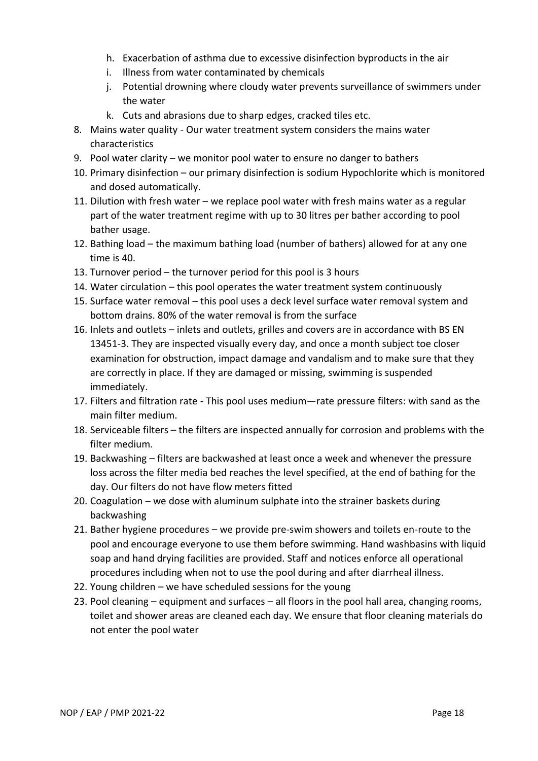h. Exacerbation of asthma due to excessive disinfection byproducts in the air
   i. Illness from water contaminated by chemicals
   j. Potential drowning where cloudy water prevents surveillance of swimmers under the water
   k. Cuts and abrasions due to sharp edges, cracked tiles etc.

8. Mains water quality - Our water treatment system considers the mains water characteristics
9. Pool water clarity – we monitor pool water to ensure no danger to bathers
10. Primary disinfection – our primary disinfection is sodium Hypochlorite which is monitored and dosed automatically.
11. Dilution with fresh water – we replace pool water with fresh mains water as a regular part of the water treatment regime with up to 30 litres per bather according to pool bather usage.
12. Bathing load – the maximum bathing load (number of bathers) allowed for at any one time is 40.
13. Turnover period – the turnover period for this pool is 3 hours
14. Water circulation – this pool operates the water treatment system continuously
15. Surface water removal – this pool uses a deck level surface water removal system and bottom drains. 80% of the water removal is from the surface
16. Inlets and outlets – inlets and outlets, grilles and covers are in accordance with BS EN 13451-3. They are inspected visually every day, and once a month subject toe closer examination for obstruction, impact damage and vandalism and to make sure that they are correctly in place. If they are damaged or missing, swimming is suspended immediately.
17. Filters and filtration rate - This pool uses medium—rate pressure filters: with sand as the main filter medium.
18. Serviceable filters – the filters are inspected annually for corrosion and problems with the filter medium.
19. Backwashing – filters are backwashed at least once a week and whenever the pressure loss across the filter media bed reaches the level specified, at the end of bathing for the day. Our filters do not have flow meters fitted
20. Coagulation – we dose with aluminum sulphate into the strainer baskets during backwashing
21. Bather hygiene procedures – we provide pre-swim showers and toilets en-route to the pool and encourage everyone to use them before swimming. Hand washbasins with liquid soap and hand drying facilities are provided. Staff and notices enforce all operational procedures including when not to use the pool during and after diarrheal illness.
22. Young children – we have scheduled sessions for the young
23. Pool cleaning – equipment and surfaces – all floors in the pool hall area, changing rooms, toilet and shower areas are cleaned each day. We ensure that floor cleaning materials do not enter the pool water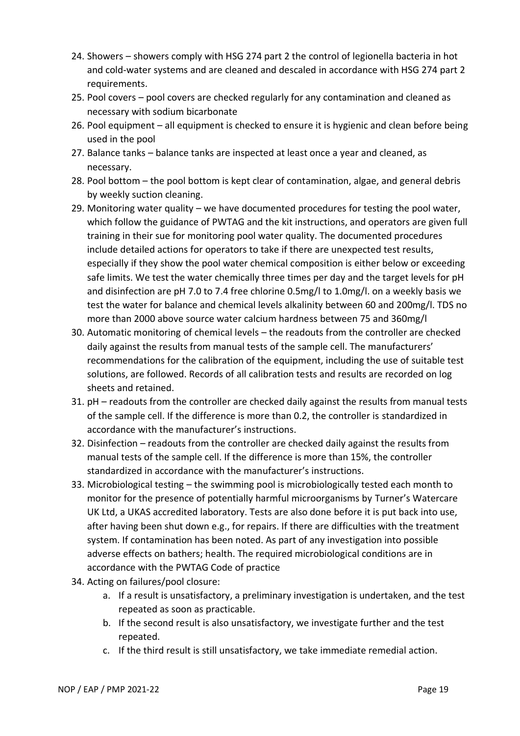24. Showers – showers comply with HSG 274 part 2 the control of legionella bacteria in hot and cold-water systems and are cleaned and descaled in accordance with HSG 274 part 2 requirements.
25. Pool covers – pool covers are checked regularly for any contamination and cleaned as necessary with sodium bicarbonate
26. Pool equipment – all equipment is checked to ensure it is hygienic and clean before being used in the pool
27. Balance tanks – balance tanks are inspected at least once a year and cleaned, as necessary.
28. Pool bottom – the pool bottom is kept clear of contamination, algae, and general debris by weekly suction cleaning.
29. Monitoring water quality – we have documented procedures for testing the pool water, which follow the guidance of PWTAG and the kit instructions, and operators are given full training in their sue for monitoring pool water quality. The documented procedures include detailed actions for operators to take if there are unexpected test results, especially if they show the pool water chemical composition is either below or exceeding safe limits. We test the water chemically three times per day and the target levels for pH and disinfection are pH 7.0 to 7.4 free chlorine 0.5mg/l to 1.0mg/l. on a weekly basis we test the water for balance and chemical levels alkalinity between 60 and 200mg/l. TDS no more than 2000 above source water calcium hardness between 75 and 360mg/l
30. Automatic monitoring of chemical levels – the readouts from the controller are checked daily against the results from manual tests of the sample cell. The manufacturers' recommendations for the calibration of the equipment, including the use of suitable test solutions, are followed. Records of all calibration tests and results are recorded on log sheets and retained.
31. pH – readouts from the controller are checked daily against the results from manual tests of the sample cell. If the difference is more than 0.2, the controller is standardized in accordance with the manufacturer's instructions.
32. Disinfection – readouts from the controller are checked daily against the results from manual tests of the sample cell. If the difference is more than 15%, the controller standardized in accordance with the manufacturer's instructions.
33. Microbiological testing – the swimming pool is microbiologically tested each month to monitor for the presence of potentially harmful microorganisms by Turner's Watercare UK Ltd, a UKAS accredited laboratory. Tests are also done before it is put back into use, after having been shut down e.g., for repairs. If there are difficulties with the treatment system. If contamination has been noted. As part of any investigation into possible adverse effects on bathers; health. The required microbiological conditions are in accordance with the PWTAG Code of practice
34. Acting on failures/pool closure:
    a. If a result is unsatisfactory, a preliminary investigation is undertaken, and the test repeated as soon as practicable.
    b. If the second result is also unsatisfactory, we investigate further and the test repeated.
    c. If the third result is still unsatisfactory, we take immediate remedial action.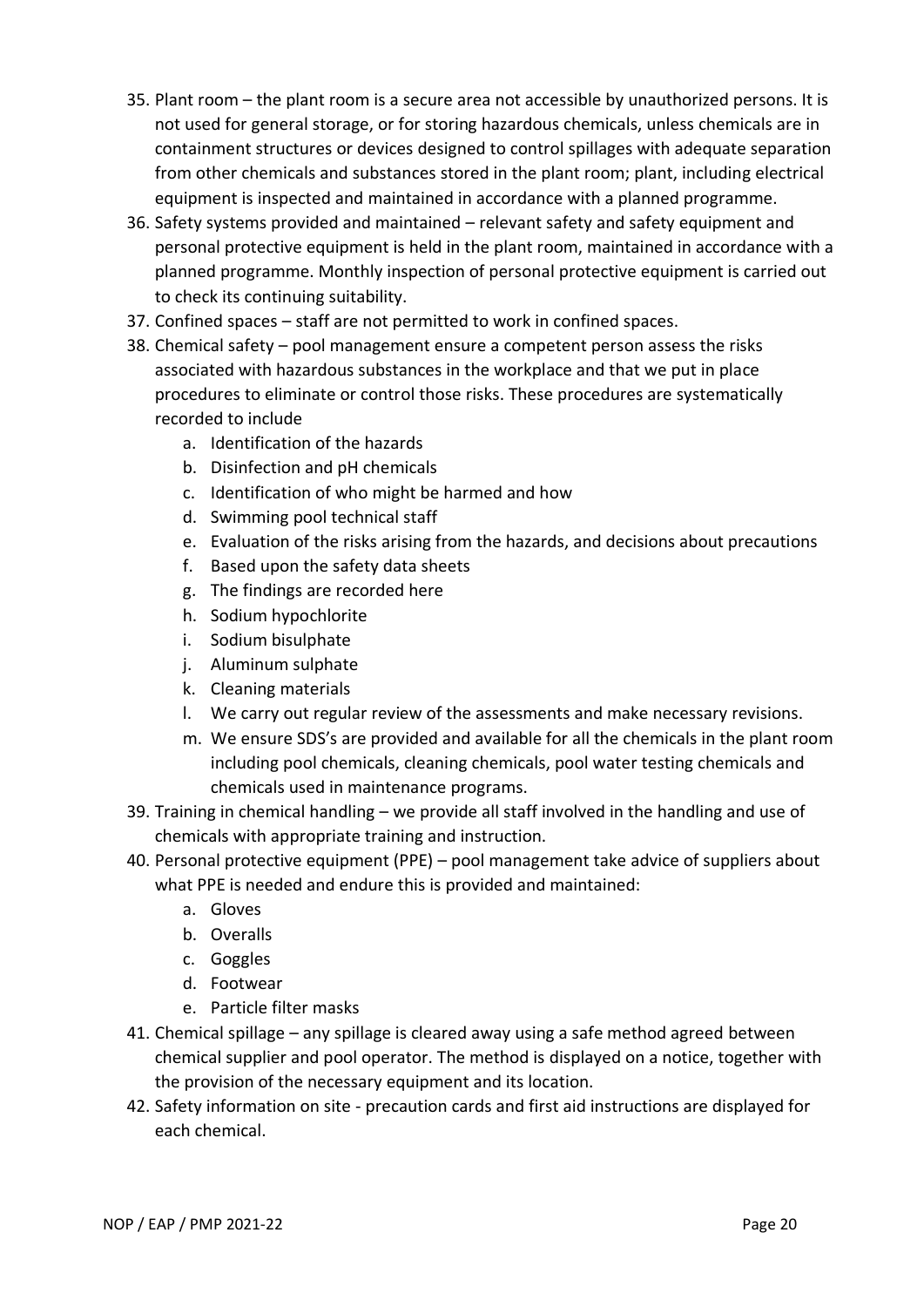35. Plant room – the plant room is a secure area not accessible by unauthorized persons. It is not used for general storage, or for storing hazardous chemicals, unless chemicals are in containment structures or devices designed to control spillages with adequate separation from other chemicals and substances stored in the plant room; plant, including electrical equipment is inspected and maintained in accordance with a planned programme.
36. Safety systems provided and maintained – relevant safety and safety equipment and personal protective equipment is held in the plant room, maintained in accordance with a planned programme. Monthly inspection of personal protective equipment is carried out to check its continuing suitability.
37. Confined spaces – staff are not permitted to work in confined spaces.
38. Chemical safety – pool management ensure a competent person assess the risks associated with hazardous substances in the workplace and that we put in place procedures to eliminate or control those risks. These procedures are systematically recorded to include
    a. Identification of the hazards
    b. Disinfection and pH chemicals
    c. Identification of who might be harmed and how
    d. Swimming pool technical staff
    e. Evaluation of the risks arising from the hazards, and decisions about precautions
    f. Based upon the safety data sheets
    g. The findings are recorded here
    h. Sodium hypochlorite
    i. Sodium bisulphate
    j. Aluminum sulphate
    k. Cleaning materials
    l. We carry out regular review of the assessments and make necessary revisions.
    m. We ensure SDS's are provided and available for all the chemicals in the plant room including pool chemicals, cleaning chemicals, pool water testing chemicals and chemicals used in maintenance programs.
39. Training in chemical handling – we provide all staff involved in the handling and use of chemicals with appropriate training and instruction.
40. Personal protective equipment (PPE) – pool management take advice of suppliers about what PPE is needed and endure this is provided and maintained:
    a. Gloves
    b. Overalls
    c. Goggles
    d. Footwear
    e. Particle filter masks
41. Chemical spillage – any spillage is cleared away using a safe method agreed between chemical supplier and pool operator. The method is displayed on a notice, together with the provision of the necessary equipment and its location.
42. Safety information on site - precaution cards and first aid instructions are displayed for each chemical.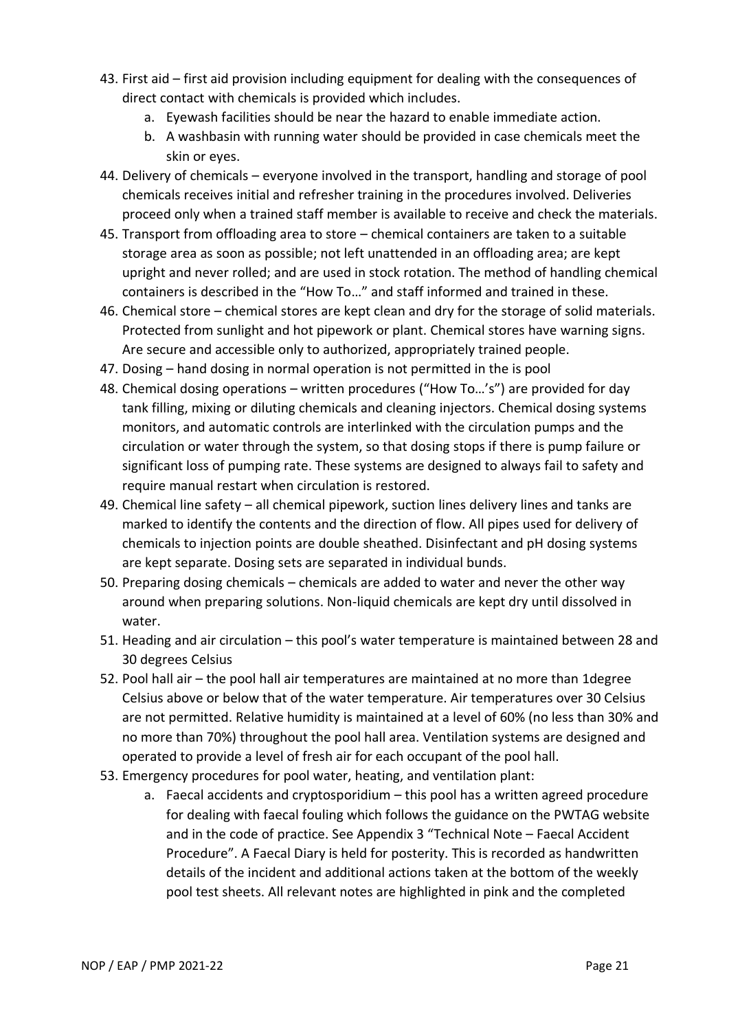43. First aid – first aid provision including equipment for dealing with the consequences of direct contact with chemicals is provided which includes.
    a. Eyewash facilities should be near the hazard to enable immediate action.
    b. A washbasin with running water should be provided in case chemicals meet the skin or eyes.
44. Delivery of chemicals – everyone involved in the transport, handling and storage of pool chemicals receives initial and refresher training in the procedures involved. Deliveries proceed only when a trained staff member is available to receive and check the materials.
45. Transport from offloading area to store – chemical containers are taken to a suitable storage area as soon as possible; not left unattended in an offloading area; are kept upright and never rolled; and are used in stock rotation. The method of handling chemical containers is described in the "How To…" and staff informed and trained in these.
46. Chemical store – chemical stores are kept clean and dry for the storage of solid materials. Protected from sunlight and hot pipework or plant. Chemical stores have warning signs. Are secure and accessible only to authorized, appropriately trained people.
47. Dosing – hand dosing in normal operation is not permitted in the is pool
48. Chemical dosing operations – written procedures ("How To…'s") are provided for day tank filling, mixing or diluting chemicals and cleaning injectors. Chemical dosing systems monitors, and automatic controls are interlinked with the circulation pumps and the circulation or water through the system, so that dosing stops if there is pump failure or significant loss of pumping rate. These systems are designed to always fail to safety and require manual restart when circulation is restored.
49. Chemical line safety – all chemical pipework, suction lines delivery lines and tanks are marked to identify the contents and the direction of flow. All pipes used for delivery of chemicals to injection points are double sheathed. Disinfectant and pH dosing systems are kept separate. Dosing sets are separated in individual bunds.
50. Preparing dosing chemicals – chemicals are added to water and never the other way around when preparing solutions. Non-liquid chemicals are kept dry until dissolved in water.
51. Heading and air circulation – this pool's water temperature is maintained between 28 and 30 degrees Celsius
52. Pool hall air – the pool hall air temperatures are maintained at no more than 1degree Celsius above or below that of the water temperature. Air temperatures over 30 Celsius are not permitted. Relative humidity is maintained at a level of 60% (no less than 30% and no more than 70%) throughout the pool hall area. Ventilation systems are designed and operated to provide a level of fresh air for each occupant of the pool hall.
53. Emergency procedures for pool water, heating, and ventilation plant:
    a. Faecal accidents and cryptosporidium – this pool has a written agreed procedure for dealing with faecal fouling which follows the guidance on the PWTAG website and in the code of practice. See Appendix 3 "Technical Note – Faecal Accident Procedure". A Faecal Diary is held for posterity. This is recorded as handwritten details of the incident and additional actions taken at the bottom of the weekly pool test sheets. All relevant notes are highlighted in pink and the completed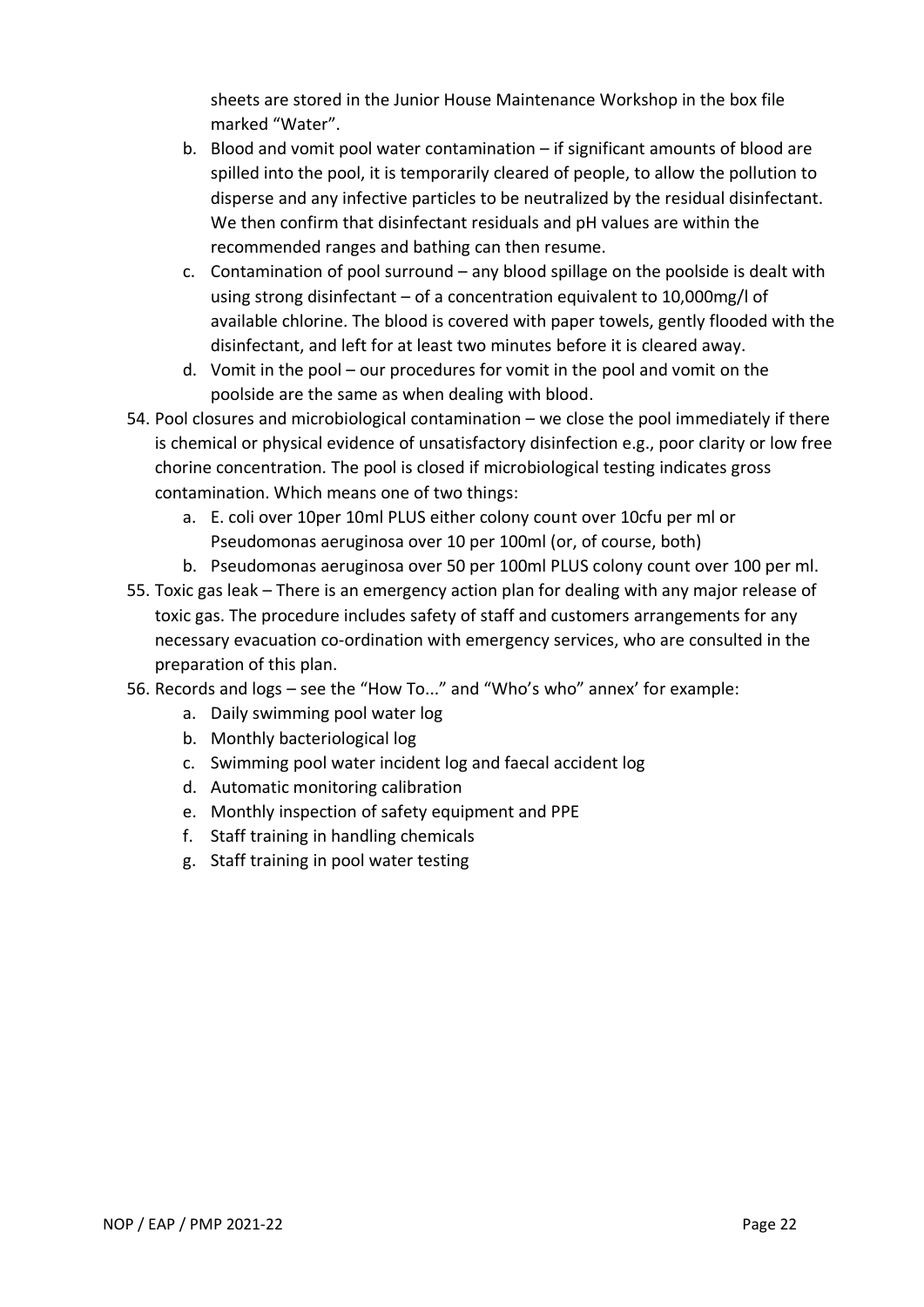sheets are stored in the Junior House Maintenance Workshop in the box file marked "Water".

   b. Blood and vomit pool water contamination – if significant amounts of blood are spilled into the pool, it is temporarily cleared of people, to allow the pollution to disperse and any infective particles to be neutralized by the residual disinfectant. We then confirm that disinfectant residuals and pH values are within the recommended ranges and bathing can then resume.
   c. Contamination of pool surround – any blood spillage on the poolside is dealt with using strong disinfectant – of a concentration equivalent to 10,000mg/l of available chlorine. The blood is covered with paper towels, gently flooded with the disinfectant, and left for at least two minutes before it is cleared away.
   d. Vomit in the pool – our procedures for vomit in the pool and vomit on the poolside are the same as when dealing with blood.

54. Pool closures and microbiological contamination – we close the pool immediately if there is chemical or physical evidence of unsatisfactory disinfection e.g., poor clarity or low free chorine concentration. The pool is closed if microbiological testing indicates gross contamination. Which means one of two things:
   a. E. coli over 10per 10ml PLUS either colony count over 10cfu per ml or Pseudomonas aeruginosa over 10 per 100ml (or, of course, both)
   b. Pseudomonas aeruginosa over 50 per 100ml PLUS colony count over 100 per ml.
55. Toxic gas leak – There is an emergency action plan for dealing with any major release of toxic gas. The procedure includes safety of staff and customers arrangements for any necessary evacuation co-ordination with emergency services, who are consulted in the preparation of this plan.
56. Records and logs – see the "How To..." and "Who's who" annex' for example:
   a. Daily swimming pool water log
   b. Monthly bacteriological log
   c. Swimming pool water incident log and faecal accident log
   d. Automatic monitoring calibration
   e. Monthly inspection of safety equipment and PPE
   f. Staff training in handling chemicals
   g. Staff training in pool water testing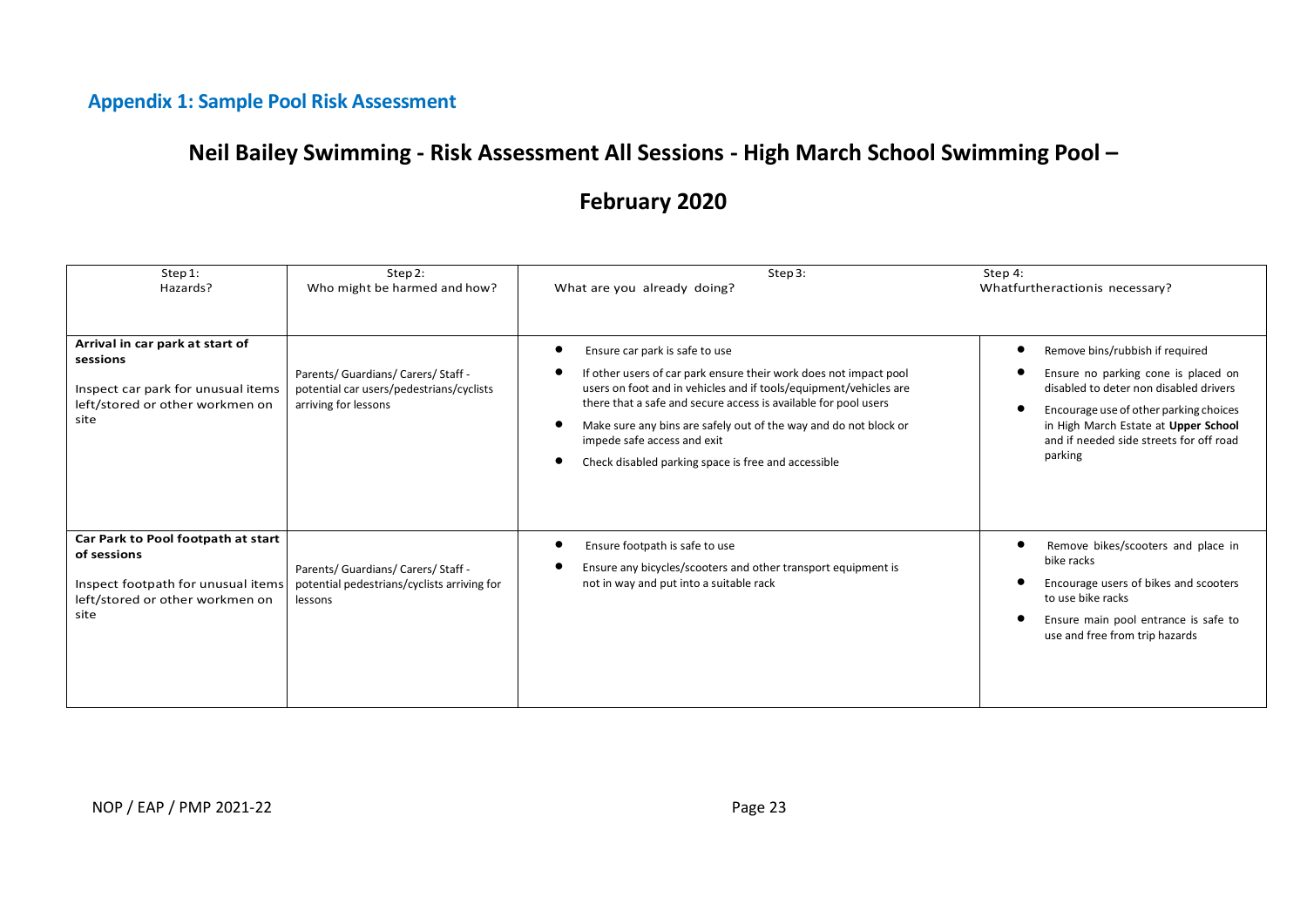## Appendix 1: Sample Pool Risk Assessment

# Neil Bailey Swimming - Risk Assessment All Sessions - High March School Swimming Pool –

# February 2020

| Step 1: Hazards? | Step 2: Who might be harmed and how? | Step 3: What are you already doing? | Step 4: Whatfurtheractionis necessary? |
|---|---|---|---|
| **Arrival in car park at start of sessions**<br><br>Inspect car park for unusual items left/stored or other workmen on site | Parents/ Guardians/ Carers/ Staff - potential car users/pedestrians/cyclists arriving for lessons | • Ensure car park is safe to use<br>• If other users of car park ensure their work does not impact pool users on foot and in vehicles and if tools/equipment/vehicles are there that a safe and secure access is available for pool users<br>• Make sure any bins are safely out of the way and do not block or impede safe access and exit<br>• Check disabled parking space is free and accessible | • Remove bins/rubbish if required<br>• Ensure no parking cone is placed on disabled to deter non disabled drivers<br>• Encourage use of other parking choices in High March Estate at **Upper School** and if needed side streets for off road parking |
| **Car Park to Pool footpath at start of sessions**<br><br>Inspect footpath for unusual items left/stored or other workmen on site | Parents/ Guardians/ Carers/ Staff - potential pedestrians/cyclists arriving for lessons | • Ensure footpath is safe to use<br>• Ensure any bicycles/scooters and other transport equipment is not in way and put into a suitable rack | • Remove bikes/scooters and place in bike racks<br>• Encourage users of bikes and scooters to use bike racks<br>• Ensure main pool entrance is safe to use and free from trip hazards |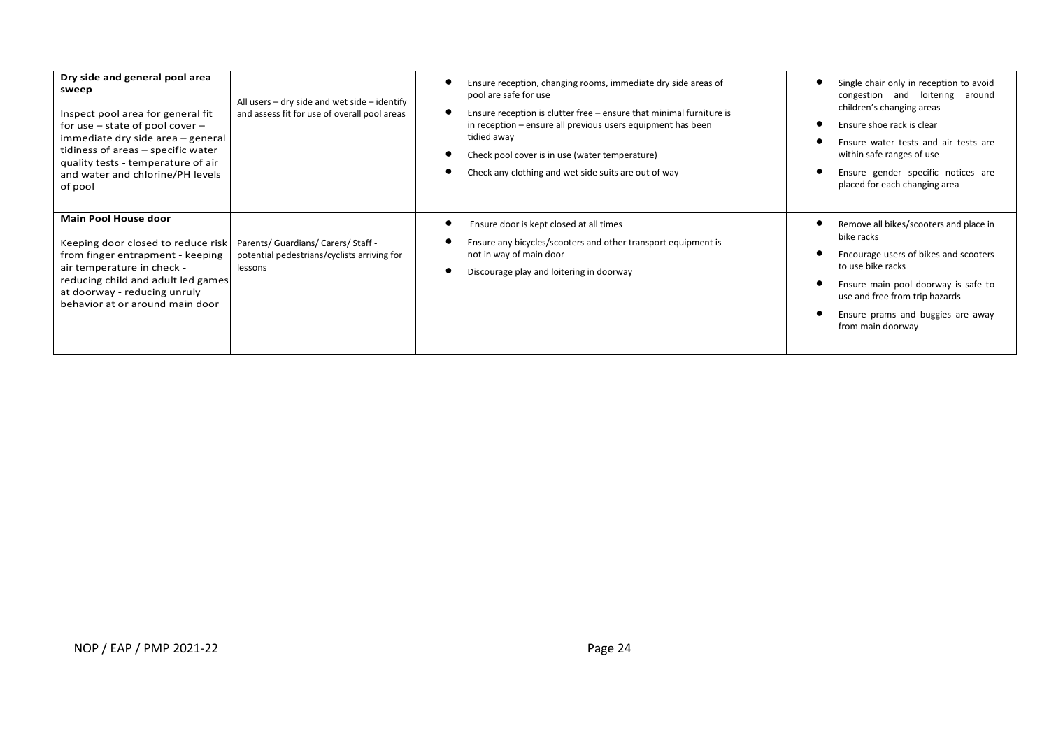| **Dry side and general pool area sweep**<br><br>Inspect pool area for general fit for use – state of pool cover – immediate dry side area – general tidiness of areas – specific water quality tests - temperature of air and water and chlorine/PH levels of pool | All users – dry side and wet side – identify and assess fit for use of overall pool areas | • Ensure reception, changing rooms, immediate dry side areas of pool are safe for use<br>• Ensure reception is clutter free – ensure that minimal furniture is in reception – ensure all previous users equipment has been tidied away<br>• Check pool cover is in use (water temperature)<br>• Check any clothing and wet side suits are out of way | • Single chair only in reception to avoid congestion and loitering around children's changing areas<br>• Ensure shoe rack is clear<br>• Ensure water tests and air tests are within safe ranges of use<br>• Ensure gender specific notices are placed for each changing area |
|---|---|---|---|
| **Main Pool House door**<br><br>Keeping door closed to reduce risk from finger entrapment - keeping air temperature in check - reducing child and adult led games at doorway - reducing unruly behavior at or around main door | Parents/ Guardians/ Carers/ Staff - potential pedestrians/cyclists arriving for lessons | • Ensure door is kept closed at all times<br>• Ensure any bicycles/scooters and other transport equipment is not in way of main door<br>• Discourage play and loitering in doorway | • Remove all bikes/scooters and place in bike racks<br>• Encourage users of bikes and scooters to use bike racks<br>• Ensure main pool doorway is safe to use and free from trip hazards<br>• Ensure prams and buggies are away from main doorway |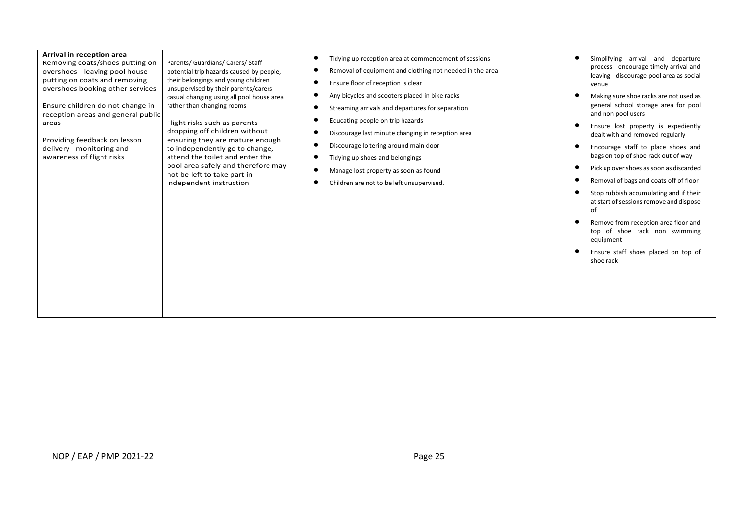| | | | |
|---|---|---|---|
| **Arrival in reception area**<br>Removing coats/shoes putting on overshoes - leaving pool house putting on coats and removing overshoes booking other services<br><br>Ensure children do not change in reception areas and general public areas<br><br>Providing feedback on lesson delivery - monitoring and awareness of flight risks | Parents/ Guardians/ Carers/ Staff - potential trip hazards caused by people, their belongings and young children unsupervised by their parents/carers - casual changing using all pool house area rather than changing rooms<br><br>Flight risks such as parents dropping off children without ensuring they are mature enough to independently go to change, attend the toilet and enter the pool area safely and therefore may not be left to take part in independent instruction | • Tidying up reception area at commencement of sessions<br>• Removal of equipment and clothing not needed in the area<br>• Ensure floor of reception is clear<br>• Any bicycles and scooters placed in bike racks<br>• Streaming arrivals and departures for separation<br>• Educating people on trip hazards<br>• Discourage last minute changing in reception area<br>• Discourage loitering around main door<br>• Tidying up shoes and belongings<br>• Manage lost property as soon as found<br>• Children are not to be left unsupervised. | • Simplifying arrival and departure process - encourage timely arrival and leaving - discourage pool area as social venue<br>• Making sure shoe racks are not used as general school storage area for pool and non pool users<br>• Ensure lost property is expediently dealt with and removed regularly<br>• Encourage staff to place shoes and bags on top of shoe rack out of way<br>• Pick up over shoes as soon as discarded<br>• Removal of bags and coats off of floor<br>• Stop rubbish accumulating and if their at start of sessions remove and dispose of<br>• Remove from reception area floor and top of shoe rack non swimming equipment<br>• Ensure staff shoes placed on top of shoe rack |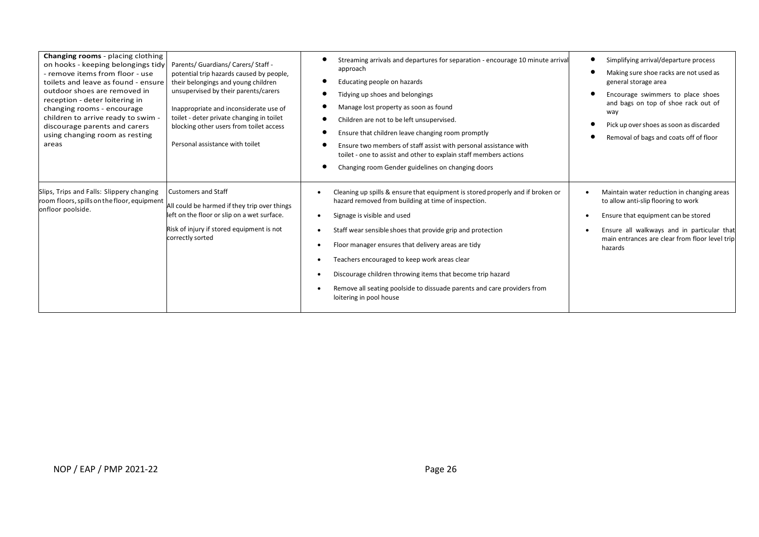| | | | |
|---|---|---|---|
| **Changing rooms** - placing clothing on hooks - keeping belongings tidy - remove items from floor - use toilets and leave as found - ensure outdoor shoes are removed in reception - deter loitering in changing rooms - encourage children to arrive ready to swim - discourage parents and carers using changing room as resting areas | Parents/ Guardians/ Carers/ Staff - potential trip hazards caused by people, their belongings and young children unsupervised by their parents/carers<br><br>Inappropriate and inconsiderate use of toilet - deter private changing in toilet blocking other users from toilet access<br><br>Personal assistance with toilet | • Streaming arrivals and departures for separation - encourage 10 minute arrival approach<br>• Educating people on hazards<br>• Tidying up shoes and belongings<br>• Manage lost property as soon as found<br>• Children are not to be left unsupervised.<br>• Ensure that children leave changing room promptly<br>• Ensure two members of staff assist with personal assistance with toilet - one to assist and other to explain staff members actions<br>• Changing room Gender guidelines on changing doors | • Simplifying arrival/departure process<br>• Making sure shoe racks are not used as general storage area<br>• Encourage swimmers to place shoes and bags on top of shoe rack out of way<br>• Pick up over shoes as soon as discarded<br>• Removal of bags and coats off of floor |
| Slips, Trips and Falls: Slippery changing room floors, spills on the floor, equipment onfloor poolside. | Customers and Staff<br>All could be harmed if they trip over things left on the floor or slip on a wet surface.<br><br>Risk of injury if stored equipment is not correctly sorted | • Cleaning up spills & ensure that equipment is stored properly and if broken or hazard removed from building at time of inspection.<br>• Signage is visible and used<br>• Staff wear sensible shoes that provide grip and protection<br>• Floor manager ensures that delivery areas are tidy<br>• Teachers encouraged to keep work areas clear<br>• Discourage children throwing items that become trip hazard<br>• Remove all seating poolside to dissuade parents and care providers from loitering in pool house | • Maintain water reduction in changing areas to allow anti-slip flooring to work<br>• Ensure that equipment can be stored<br>• Ensure all walkways and in particular that main entrances are clear from floor level trip hazards |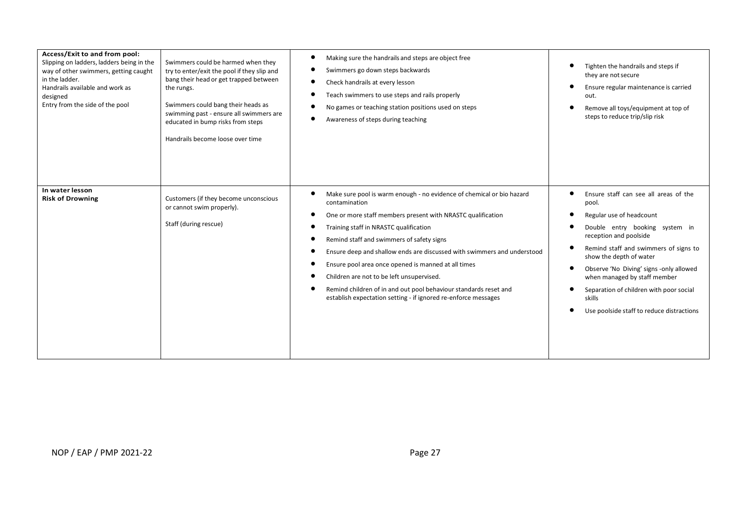| | | | |
|---|---|---|---|
| **Access/Exit to and from pool:**<br>Slipping on ladders, ladders being in the way of other swimmers, getting caught in the ladder.<br>Handrails available and work as designed<br>Entry from the side of the pool | Swimmers could be harmed when they try to enter/exit the pool if they slip and bang their head or get trapped between the rungs.<br><br>Swimmers could bang their heads as swimming past - ensure all swimmers are educated in bump risks from steps<br><br>Handrails become loose over time | • Making sure the handrails and steps are object free<br>• Swimmers go down steps backwards<br>• Check handrails at every lesson<br>• Teach swimmers to use steps and rails properly<br>• No games or teaching station positions used on steps<br>• Awareness of steps during teaching | • Tighten the handrails and steps if they are not secure<br>• Ensure regular maintenance is carried out.<br>• Remove all toys/equipment at top of steps to reduce trip/slip risk |
| **In water lesson**<br>**Risk of Drowning** | Customers (if they become unconscious or cannot swim properly).<br><br>Staff (during rescue) | • Make sure pool is warm enough - no evidence of chemical or bio hazard contamination<br>• One or more staff members present with NRASTC qualification<br>• Training staff in NRASTC qualification<br>• Remind staff and swimmers of safety signs<br>• Ensure deep and shallow ends are discussed with swimmers and understood<br>• Ensure pool area once opened is manned at all times<br>• Children are not to be left unsupervised.<br>• Remind children of in and out pool behaviour standards reset and establish expectation setting - if ignored re-enforce messages | • Ensure staff can see all areas of the pool.<br>• Regular use of headcount<br>• Double entry booking system in reception and poolside<br>• Remind staff and swimmers of signs to show the depth of water<br>• Observe 'No Diving' signs -only allowed when managed by staff member<br>• Separation of children with poor social skills<br>• Use poolside staff to reduce distractions |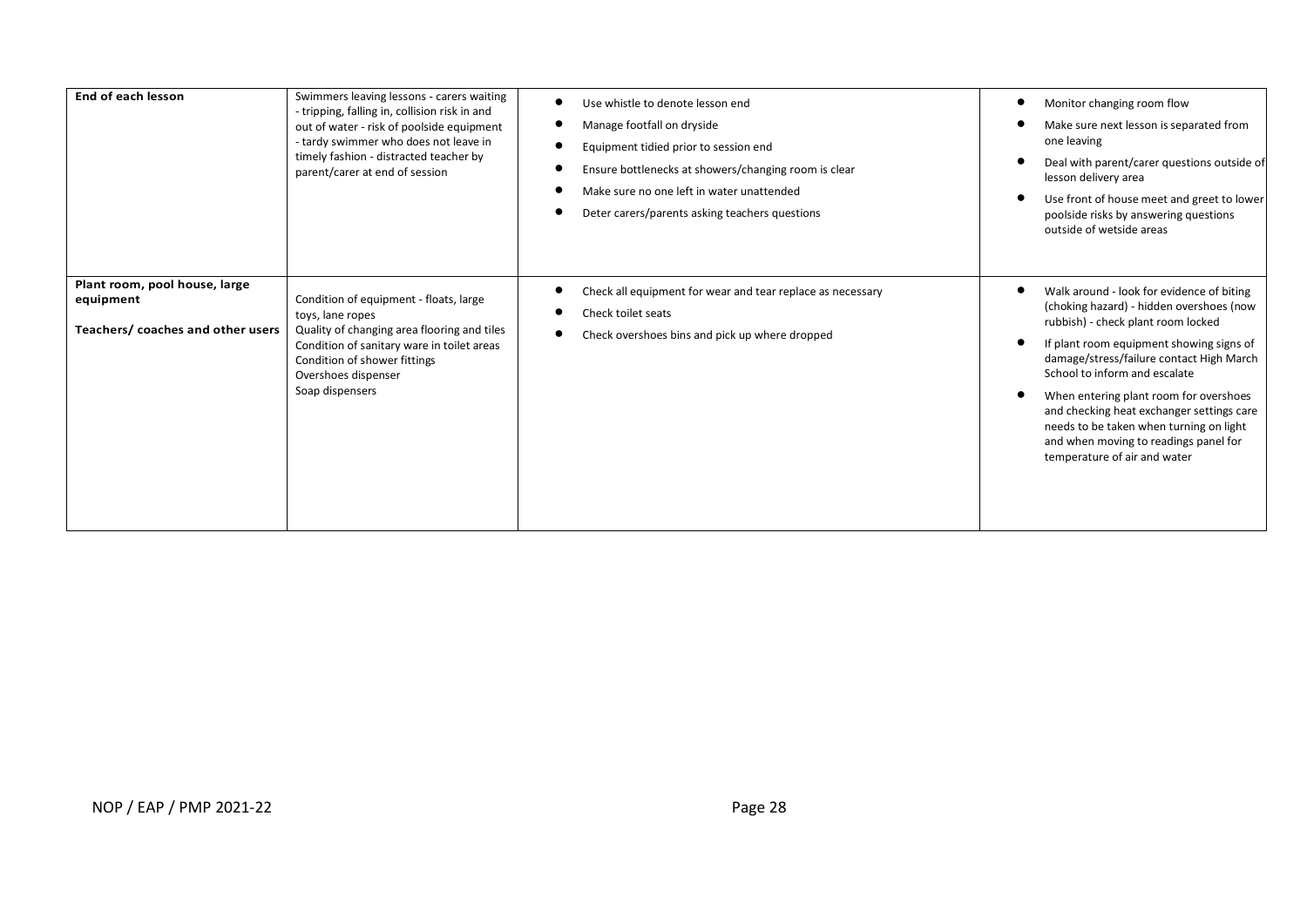| | | | |
|---|---|---|---|
| **End of each lesson** | Swimmers leaving lessons - carers waiting - tripping, falling in, collision risk in and out of water - risk of poolside equipment - tardy swimmer who does not leave in timely fashion - distracted teacher by parent/carer at end of session | • Use whistle to denote lesson end<br>• Manage footfall on dryside<br>• Equipment tidied prior to session end<br>• Ensure bottlenecks at showers/changing room is clear<br>• Make sure no one left in water unattended<br>• Deter carers/parents asking teachers questions | • Monitor changing room flow<br>• Make sure next lesson is separated from one leaving<br>• Deal with parent/carer questions outside of lesson delivery area<br>• Use front of house meet and greet to lower poolside risks by answering questions outside of wetside areas |
| **Plant room, pool house, large equipment**<br><br>**Teachers/ coaches and other users** | Condition of equipment - floats, large toys, lane ropes<br>Quality of changing area flooring and tiles<br>Condition of sanitary ware in toilet areas<br>Condition of shower fittings<br>Overshoes dispenser<br>Soap dispensers | • Check all equipment for wear and tear replace as necessary<br>• Check toilet seats<br>• Check overshoes bins and pick up where dropped | • Walk around - look for evidence of biting (choking hazard) - hidden overshoes (now rubbish) - check plant room locked<br>• If plant room equipment showing signs of damage/stress/failure contact High March School to inform and escalate<br>• When entering plant room for overshoes and checking heat exchanger settings care needs to be taken when turning on light and when moving to readings panel for temperature of air and water |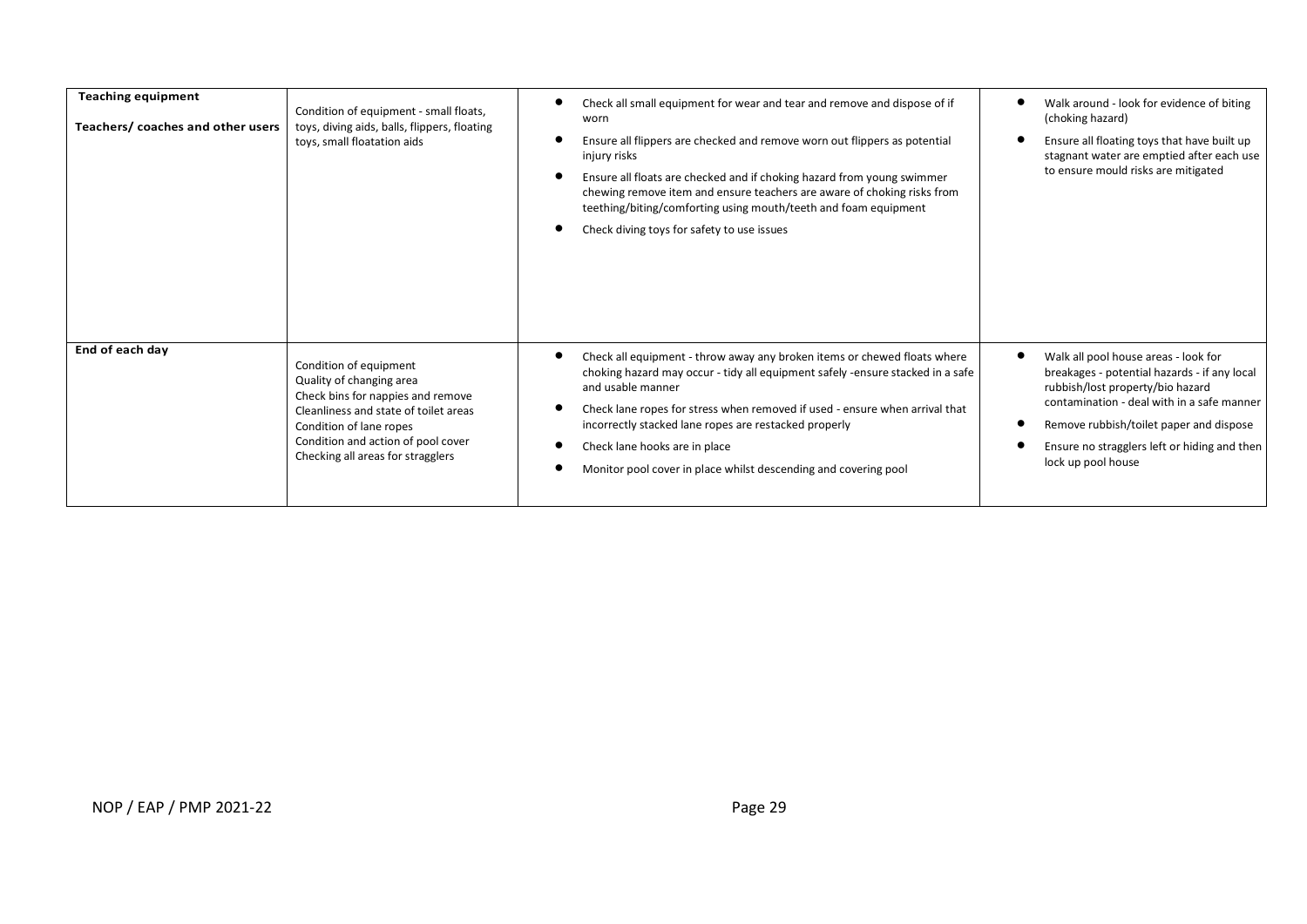| | | | |
|---|---|---|---|
| **Teaching equipment**<br><br>**Teachers/ coaches and other users** | Condition of equipment - small floats, toys, diving aids, balls, flippers, floating toys, small floatation aids | • Check all small equipment for wear and tear and remove and dispose of if worn<br>• Ensure all flippers are checked and remove worn out flippers as potential injury risks<br>• Ensure all floats are checked and if choking hazard from young swimmer chewing remove item and ensure teachers are aware of choking risks from teething/biting/comforting using mouth/teeth and foam equipment<br>• Check diving toys for safety to use issues | • Walk around - look for evidence of biting (choking hazard)<br>• Ensure all floating toys that have built up stagnant water are emptied after each use to ensure mould risks are mitigated |
| **End of each day** | Condition of equipment<br>Quality of changing area<br>Check bins for nappies and remove<br>Cleanliness and state of toilet areas<br>Condition of lane ropes<br>Condition and action of pool cover<br>Checking all areas for stragglers | • Check all equipment - throw away any broken items or chewed floats where choking hazard may occur - tidy all equipment safely -ensure stacked in a safe and usable manner<br>• Check lane ropes for stress when removed if used - ensure when arrival that incorrectly stacked lane ropes are restacked properly<br>• Check lane hooks are in place<br>• Monitor pool cover in place whilst descending and covering pool | • Walk all pool house areas - look for breakages - potential hazards - if any local rubbish/lost property/bio hazard contamination - deal with in a safe manner<br>• Remove rubbish/toilet paper and dispose<br>• Ensure no stragglers left or hiding and then lock up pool house |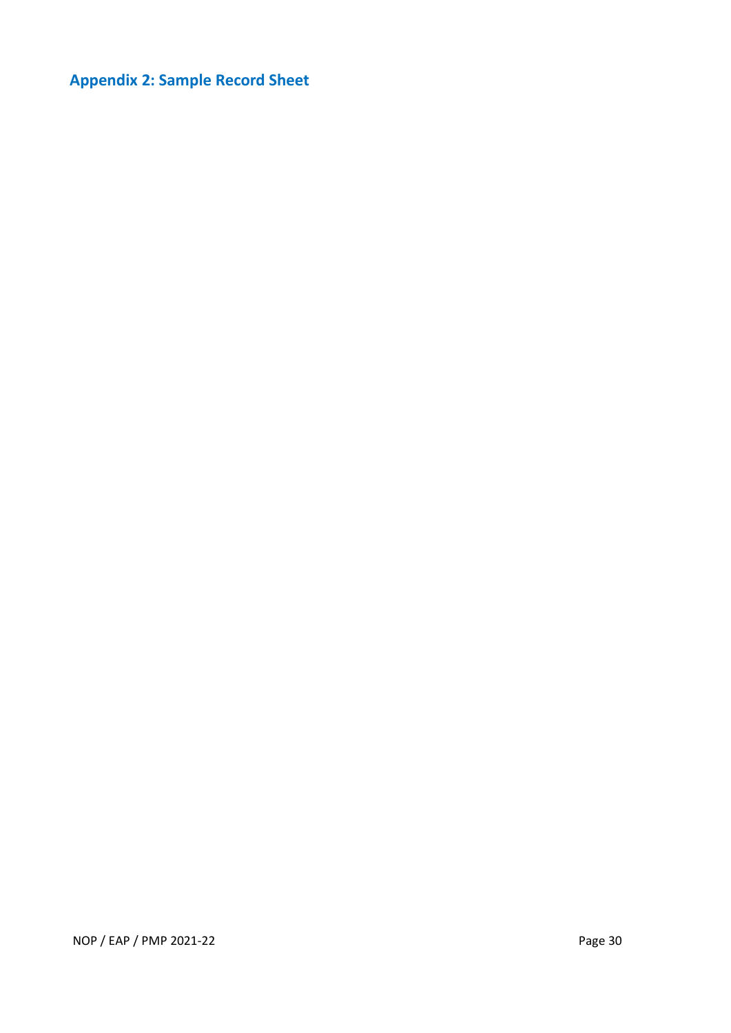## Appendix 2: Sample Record Sheet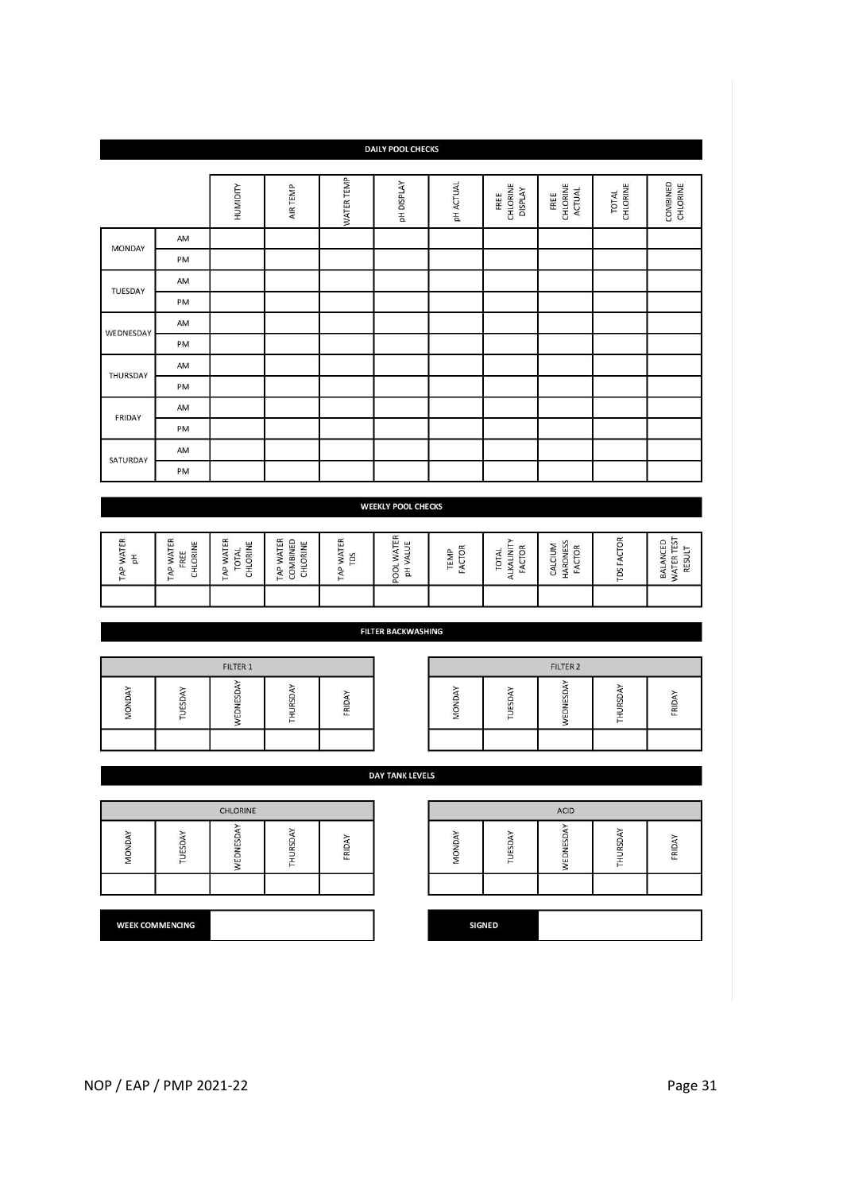## DAILY POOL CHECKS

| | | HUMIDITY | AIR TEMP | WATER TEMP | pH DISPLAY | pH ACTUAL | FREE CHLORINE DISPLAY | FREE CHLORINE ACTUAL | TOTAL CHLORINE | COMBINED CHLORINE |
|---|---|---|---|---|---|---|---|---|---|---|
| MONDAY | AM | | | | | | | | | |
| | PM | | | | | | | | | |
| TUESDAY | AM | | | | | | | | | |
| | PM | | | | | | | | | |
| WEDNESDAY | AM | | | | | | | | | |
| | PM | | | | | | | | | |
| THURSDAY | AM | | | | | | | | | |
| | PM | | | | | | | | | |
| FRIDAY | AM | | | | | | | | | |
| | PM | | | | | | | | | |
| SATURDAY | AM | | | | | | | | | |
| | PM | | | | | | | | | |

## WEEKLY POOL CHECKS

| TAP WATER pH | TAP WATER FREE CHLORINE | TAP WATER TOTAL CHLORINE | TAP WATER COMBINED CHLORINE | TAP WATER TDS | POOL WATER pH VALUE | TEMP FACTOR | TOTAL ALKALINITY FACTOR | CALCIUM HARDNESS FACTOR | TDS FACTOR | BALANCED WATER TEST RESULT |
|---|---|---|---|---|---|---|---|---|---|---|
| | | | | | | | | | | |

## FILTER BACKWASHING

| FILTER 1 | | | | |
|---|---|---|---|---|
| MONDAY | TUESDAY | WEDNESDAY | THURSDAY | FRIDAY |
| | | | | |

| FILTER 2 | | | | |
|---|---|---|---|---|
| MONDAY | TUESDAY | WEDNESDAY | THURSDAY | FRIDAY |
| | | | | |

## DAY TANK LEVELS

| CHLORINE | | | | |
|---|---|---|---|---|
| MONDAY | TUESDAY | WEDNESDAY | THURSDAY | FRIDAY |
| | | | | |

| ACID | | | | |
|---|---|---|---|---|
| MONDAY | TUESDAY | WEDNESDAY | THURSDAY | FRIDAY |
| | | | | |

| WEEK COMMENCING | |
|---|---|

| SIGNED | |
|---|---|

NOP / EAP / PMP 2021-22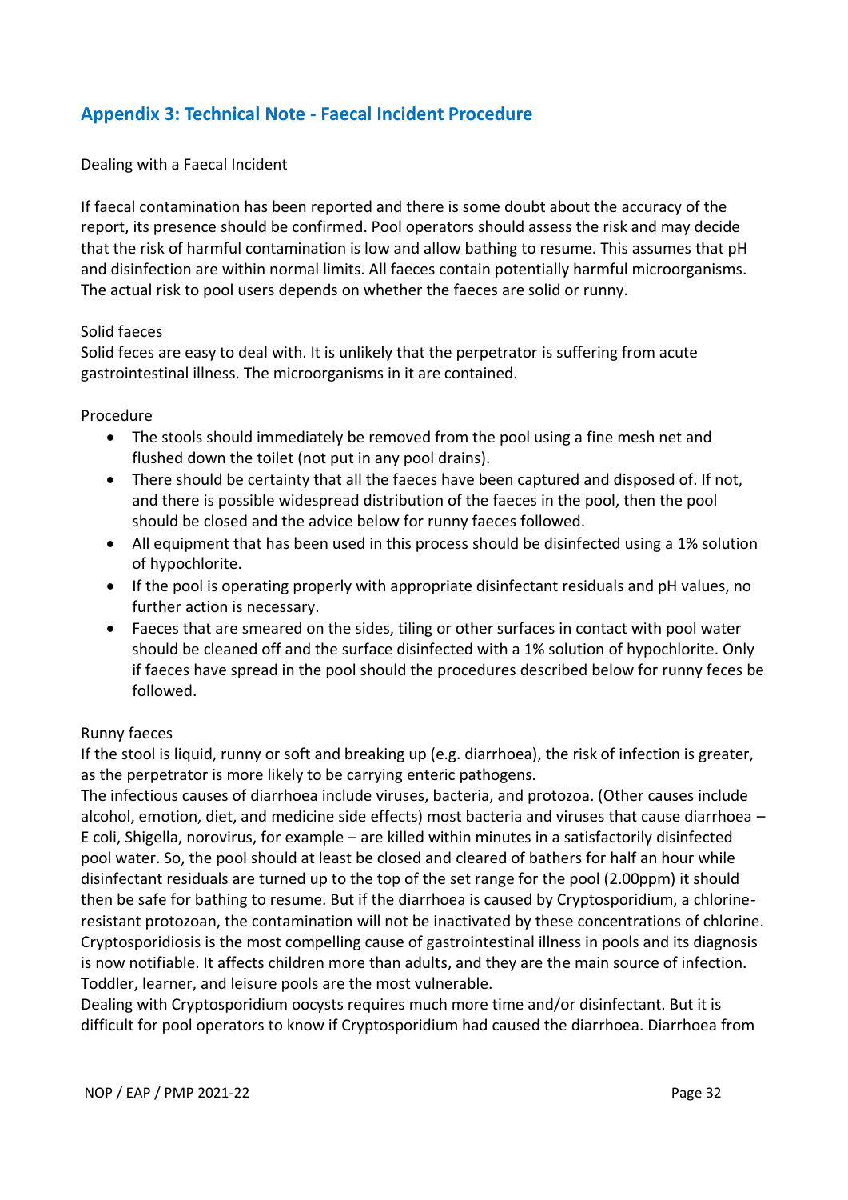## Appendix 3: Technical Note - Faecal Incident Procedure

Dealing with a Faecal Incident

If faecal contamination has been reported and there is some doubt about the accuracy of the report, its presence should be confirmed. Pool operators should assess the risk and may decide that the risk of harmful contamination is low and allow bathing to resume. This assumes that pH and disinfection are within normal limits. All faeces contain potentially harmful microorganisms. The actual risk to pool users depends on whether the faeces are solid or runny.

Solid faeces
Solid feces are easy to deal with. It is unlikely that the perpetrator is suffering from acute gastrointestinal illness. The microorganisms in it are contained.

Procedure

- The stools should immediately be removed from the pool using a fine mesh net and flushed down the toilet (not put in any pool drains).
- There should be certainty that all the faeces have been captured and disposed of. If not, and there is possible widespread distribution of the faeces in the pool, then the pool should be closed and the advice below for runny faeces followed.
- All equipment that has been used in this process should be disinfected using a 1% solution of hypochlorite.
- If the pool is operating properly with appropriate disinfectant residuals and pH values, no further action is necessary.
- Faeces that are smeared on the sides, tiling or other surfaces in contact with pool water should be cleaned off and the surface disinfected with a 1% solution of hypochlorite. Only if faeces have spread in the pool should the procedures described below for runny feces be followed.

Runny faeces
If the stool is liquid, runny or soft and breaking up (e.g. diarrhoea), the risk of infection is greater, as the perpetrator is more likely to be carrying enteric pathogens.
The infectious causes of diarrhoea include viruses, bacteria, and protozoa. (Other causes include alcohol, emotion, diet, and medicine side effects) most bacteria and viruses that cause diarrhoea – E coli, Shigella, norovirus, for example – are killed within minutes in a satisfactorily disinfected pool water. So, the pool should at least be closed and cleared of bathers for half an hour while disinfectant residuals are turned up to the top of the set range for the pool (2.00ppm) it should then be safe for bathing to resume. But if the diarrhoea is caused by Cryptosporidium, a chlorine-resistant protozoan, the contamination will not be inactivated by these concentrations of chlorine. Cryptosporidiosis is the most compelling cause of gastrointestinal illness in pools and its diagnosis is now notifiable. It affects children more than adults, and they are the main source of infection. Toddler, learner, and leisure pools are the most vulnerable.
Dealing with Cryptosporidium oocysts requires much more time and/or disinfectant. But it is difficult for pool operators to know if Cryptosporidium had caused the diarrhoea. Diarrhoea from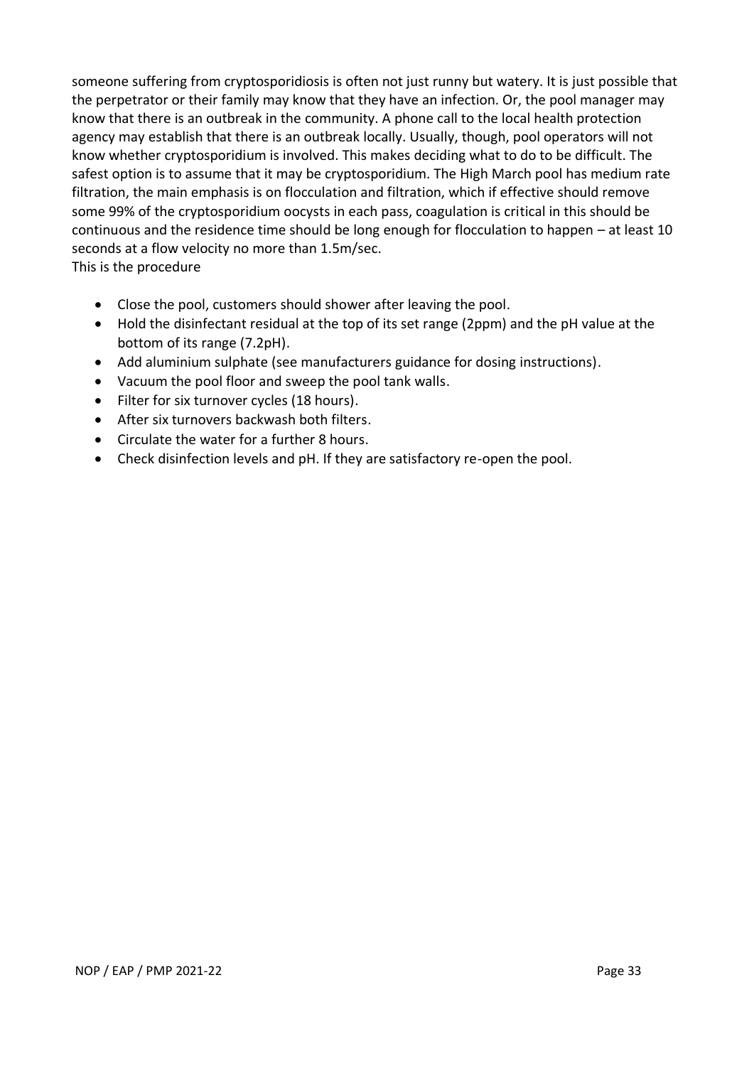someone suffering from cryptosporidiosis is often not just runny but watery. It is just possible that the perpetrator or their family may know that they have an infection. Or, the pool manager may know that there is an outbreak in the community. A phone call to the local health protection agency may establish that there is an outbreak locally. Usually, though, pool operators will not know whether cryptosporidium is involved. This makes deciding what to do to be difficult. The safest option is to assume that it may be cryptosporidium. The High March pool has medium rate filtration, the main emphasis is on flocculation and filtration, which if effective should remove some 99% of the cryptosporidium oocysts in each pass, coagulation is critical in this should be continuous and the residence time should be long enough for flocculation to happen – at least 10 seconds at a flow velocity no more than 1.5m/sec.
This is the procedure

- Close the pool, customers should shower after leaving the pool.
- Hold the disinfectant residual at the top of its set range (2ppm) and the pH value at the bottom of its range (7.2pH).
- Add aluminium sulphate (see manufacturers guidance for dosing instructions).
- Vacuum the pool floor and sweep the pool tank walls.
- Filter for six turnover cycles (18 hours).
- After six turnovers backwash both filters.
- Circulate the water for a further 8 hours.
- Check disinfection levels and pH. If they are satisfactory re-open the pool.